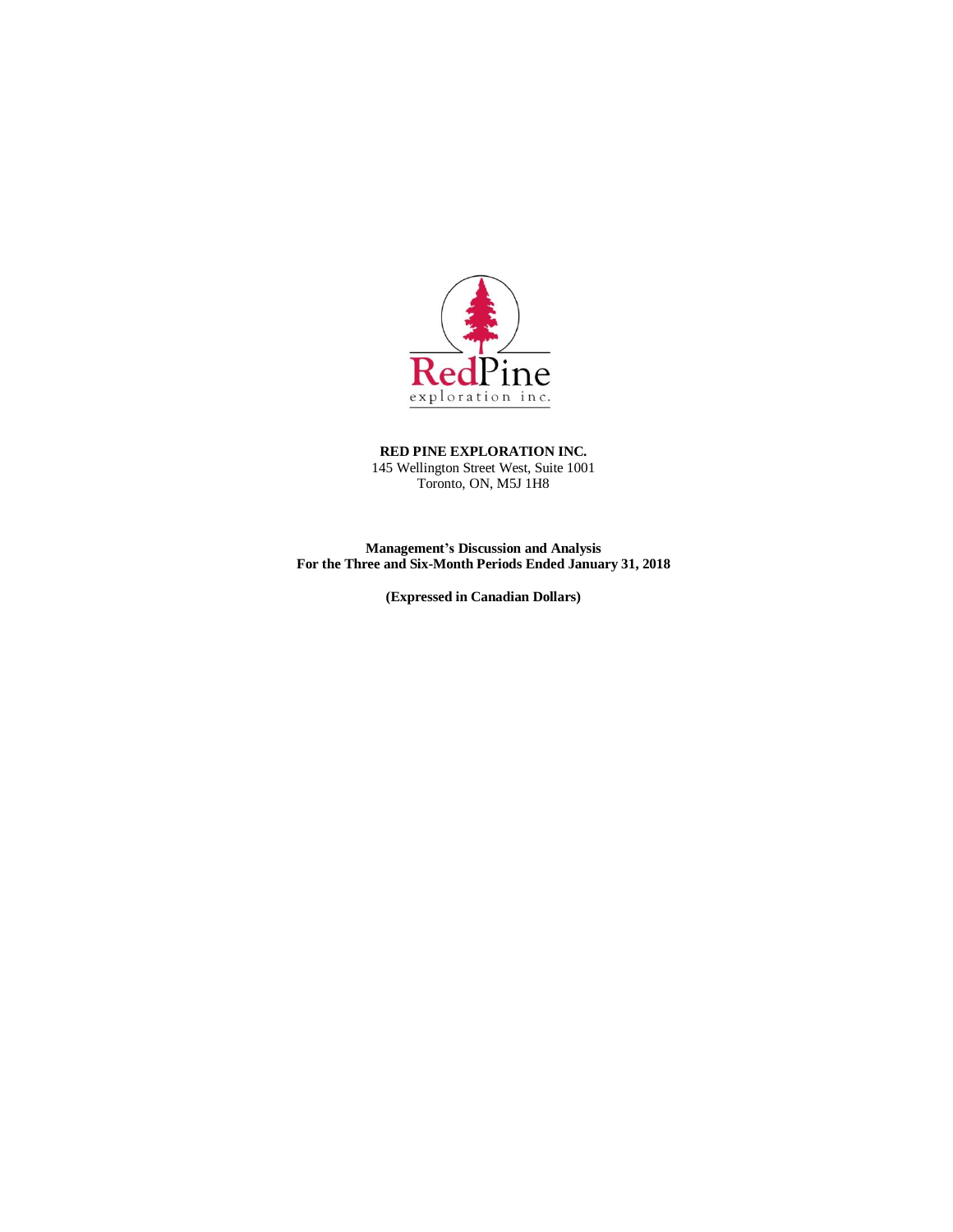**RED PINE EXPLORATION INC.**
145 Wellington Street West, Suite 1001
Toronto, ON, M5J 1H8

**Management's Discussion and Analysis**
**For the Three and Six-Month Periods Ended January 31, 2018**

**(Expressed in Canadian Dollars)**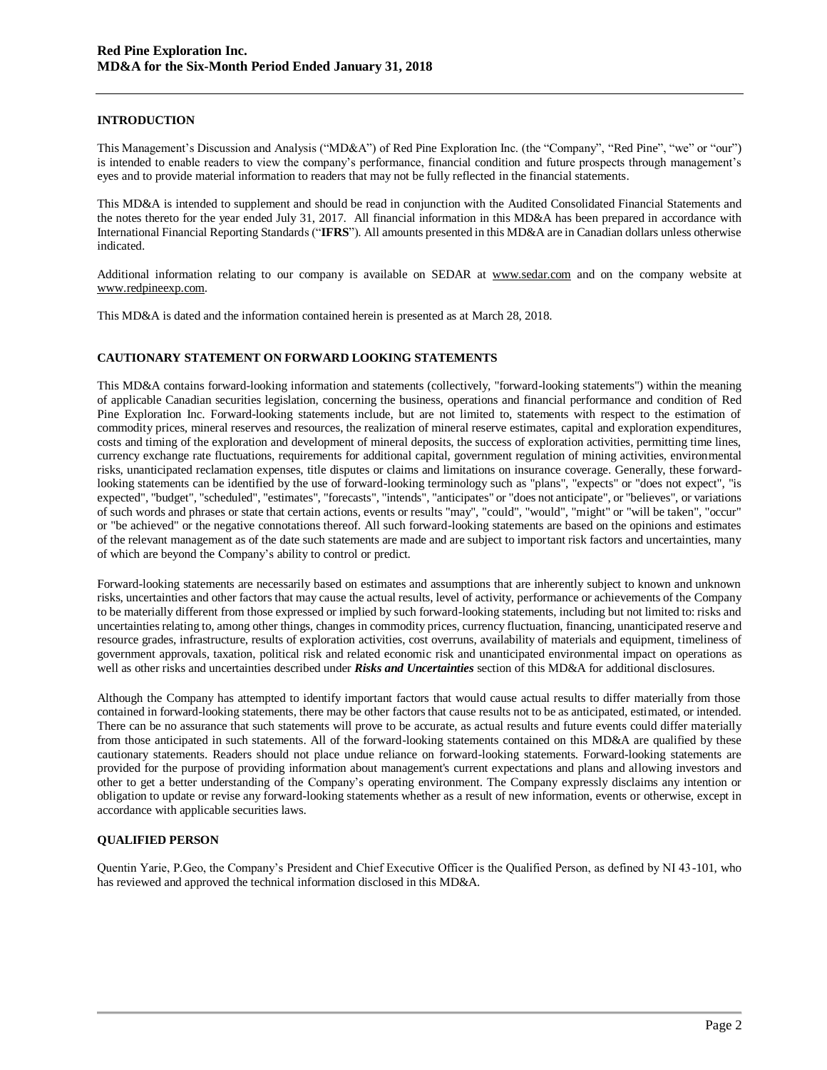## INTRODUCTION

This Management's Discussion and Analysis ("MD&A") of Red Pine Exploration Inc. (the "Company", "Red Pine", "we" or "our") is intended to enable readers to view the company's performance, financial condition and future prospects through management's eyes and to provide material information to readers that may not be fully reflected in the financial statements.

This MD&A is intended to supplement and should be read in conjunction with the Audited Consolidated Financial Statements and the notes thereto for the year ended July 31, 2017. All financial information in this MD&A has been prepared in accordance with International Financial Reporting Standards ("**IFRS**"). All amounts presented in this MD&A are in Canadian dollars unless otherwise indicated.

Additional information relating to our company is available on SEDAR at www.sedar.com and on the company website at www.redpineexp.com.

This MD&A is dated and the information contained herein is presented as at March 28, 2018.

## CAUTIONARY STATEMENT ON FORWARD LOOKING STATEMENTS

This MD&A contains forward-looking information and statements (collectively, "forward-looking statements") within the meaning of applicable Canadian securities legislation, concerning the business, operations and financial performance and condition of Red Pine Exploration Inc. Forward-looking statements include, but are not limited to, statements with respect to the estimation of commodity prices, mineral reserves and resources, the realization of mineral reserve estimates, capital and exploration expenditures, costs and timing of the exploration and development of mineral deposits, the success of exploration activities, permitting time lines, currency exchange rate fluctuations, requirements for additional capital, government regulation of mining activities, environmental risks, unanticipated reclamation expenses, title disputes or claims and limitations on insurance coverage. Generally, these forward-looking statements can be identified by the use of forward-looking terminology such as "plans", "expects" or "does not expect", "is expected", "budget", "scheduled", "estimates", "forecasts", "intends", "anticipates" or "does not anticipate", or "believes", or variations of such words and phrases or state that certain actions, events or results "may", "could", "would", "might" or "will be taken", "occur" or "be achieved" or the negative connotations thereof. All such forward-looking statements are based on the opinions and estimates of the relevant management as of the date such statements are made and are subject to important risk factors and uncertainties, many of which are beyond the Company's ability to control or predict.

Forward-looking statements are necessarily based on estimates and assumptions that are inherently subject to known and unknown risks, uncertainties and other factors that may cause the actual results, level of activity, performance or achievements of the Company to be materially different from those expressed or implied by such forward-looking statements, including but not limited to: risks and uncertainties relating to, among other things, changes in commodity prices, currency fluctuation, financing, unanticipated reserve and resource grades, infrastructure, results of exploration activities, cost overruns, availability of materials and equipment, timeliness of government approvals, taxation, political risk and related economic risk and unanticipated environmental impact on operations as well as other risks and uncertainties described under ***Risks and Uncertainties*** section of this MD&A for additional disclosures.

Although the Company has attempted to identify important factors that would cause actual results to differ materially from those contained in forward-looking statements, there may be other factors that cause results not to be as anticipated, estimated, or intended. There can be no assurance that such statements will prove to be accurate, as actual results and future events could differ materially from those anticipated in such statements. All of the forward-looking statements contained on this MD&A are qualified by these cautionary statements. Readers should not place undue reliance on forward-looking statements. Forward-looking statements are provided for the purpose of providing information about management's current expectations and plans and allowing investors and other to get a better understanding of the Company's operating environment. The Company expressly disclaims any intention or obligation to update or revise any forward-looking statements whether as a result of new information, events or otherwise, except in accordance with applicable securities laws.

## QUALIFIED PERSON

Quentin Yarie, P.Geo, the Company's President and Chief Executive Officer is the Qualified Person, as defined by NI 43-101, who has reviewed and approved the technical information disclosed in this MD&A.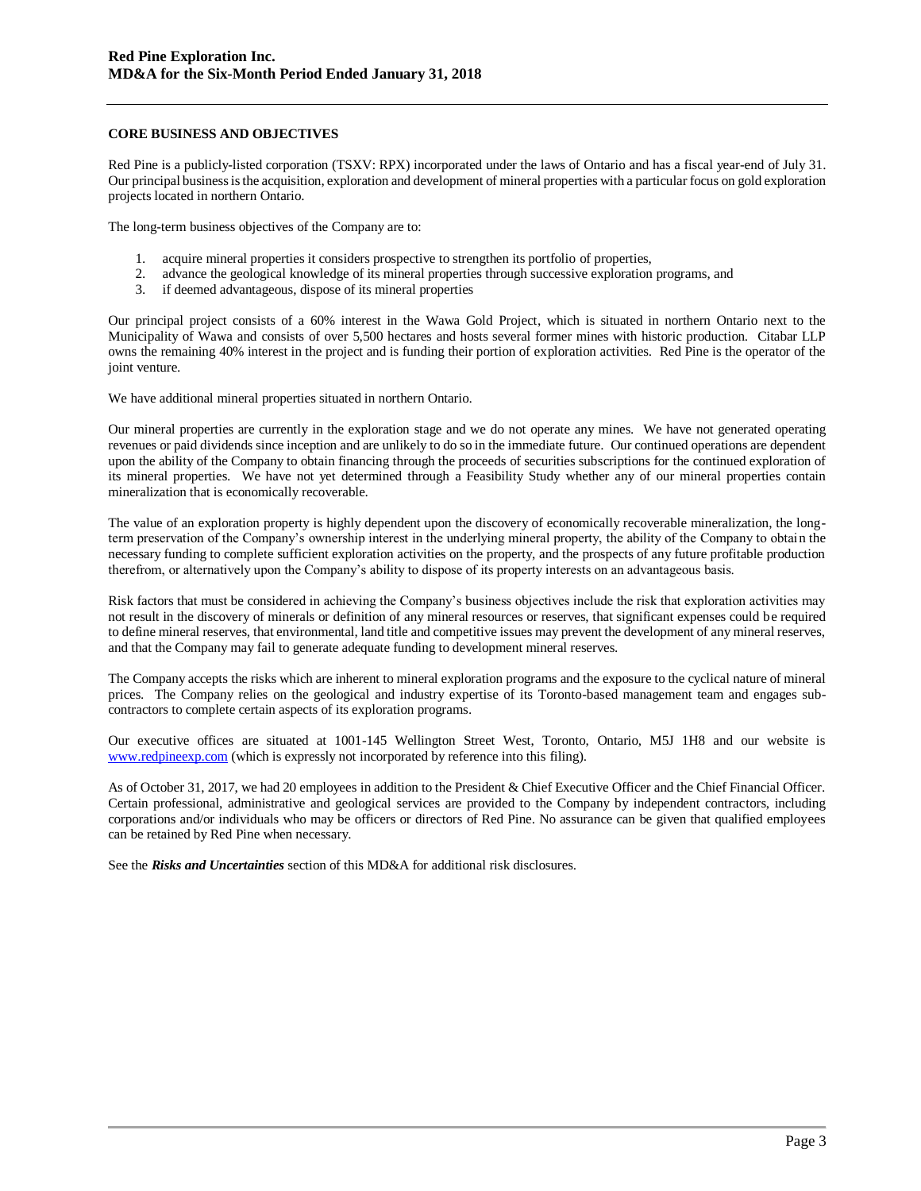## CORE BUSINESS AND OBJECTIVES

Red Pine is a publicly-listed corporation (TSXV: RPX) incorporated under the laws of Ontario and has a fiscal year-end of July 31. Our principal business is the acquisition, exploration and development of mineral properties with a particular focus on gold exploration projects located in northern Ontario.

The long-term business objectives of the Company are to:

1. acquire mineral properties it considers prospective to strengthen its portfolio of properties,
2. advance the geological knowledge of its mineral properties through successive exploration programs, and
3. if deemed advantageous, dispose of its mineral properties

Our principal project consists of a 60% interest in the Wawa Gold Project, which is situated in northern Ontario next to the Municipality of Wawa and consists of over 5,500 hectares and hosts several former mines with historic production. Citabar LLP owns the remaining 40% interest in the project and is funding their portion of exploration activities. Red Pine is the operator of the joint venture.

We have additional mineral properties situated in northern Ontario.

Our mineral properties are currently in the exploration stage and we do not operate any mines. We have not generated operating revenues or paid dividends since inception and are unlikely to do so in the immediate future. Our continued operations are dependent upon the ability of the Company to obtain financing through the proceeds of securities subscriptions for the continued exploration of its mineral properties. We have not yet determined through a Feasibility Study whether any of our mineral properties contain mineralization that is economically recoverable.

The value of an exploration property is highly dependent upon the discovery of economically recoverable mineralization, the long-term preservation of the Company's ownership interest in the underlying mineral property, the ability of the Company to obtain the necessary funding to complete sufficient exploration activities on the property, and the prospects of any future profitable production therefrom, or alternatively upon the Company's ability to dispose of its property interests on an advantageous basis.

Risk factors that must be considered in achieving the Company's business objectives include the risk that exploration activities may not result in the discovery of minerals or definition of any mineral resources or reserves, that significant expenses could be required to define mineral reserves, that environmental, land title and competitive issues may prevent the development of any mineral reserves, and that the Company may fail to generate adequate funding to development mineral reserves.

The Company accepts the risks which are inherent to mineral exploration programs and the exposure to the cyclical nature of mineral prices. The Company relies on the geological and industry expertise of its Toronto-based management team and engages sub-contractors to complete certain aspects of its exploration programs.

Our executive offices are situated at 1001-145 Wellington Street West, Toronto, Ontario, M5J 1H8 and our website is [www.redpineexp.com](http://www.redpineexp.com) (which is expressly not incorporated by reference into this filing).

As of October 31, 2017, we had 20 employees in addition to the President & Chief Executive Officer and the Chief Financial Officer. Certain professional, administrative and geological services are provided to the Company by independent contractors, including corporations and/or individuals who may be officers or directors of Red Pine. No assurance can be given that qualified employees can be retained by Red Pine when necessary.

See the ***Risks and Uncertainties*** section of this MD&A for additional risk disclosures.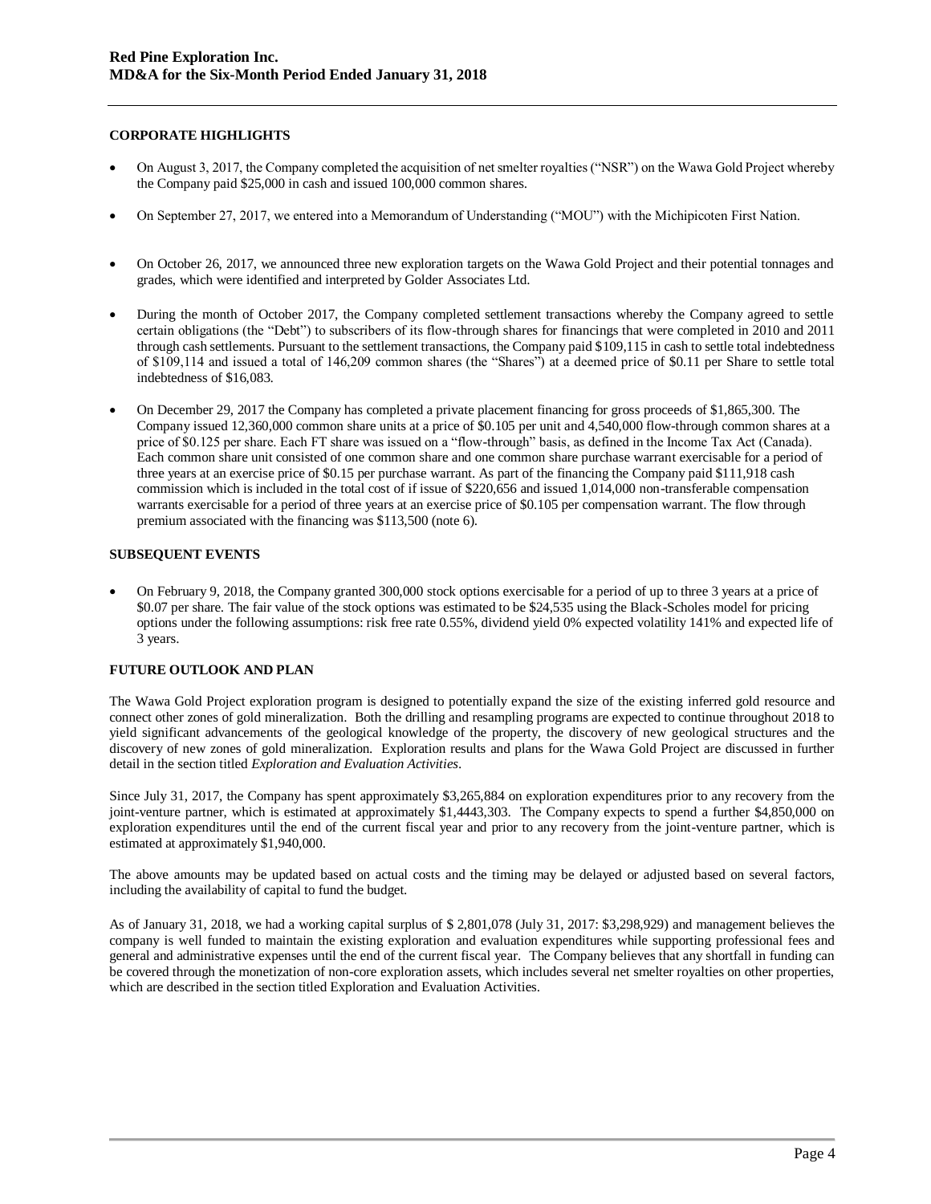## CORPORATE HIGHLIGHTS

- On August 3, 2017, the Company completed the acquisition of net smelter royalties ("NSR") on the Wawa Gold Project whereby the Company paid $25,000 in cash and issued 100,000 common shares.
- On September 27, 2017, we entered into a Memorandum of Understanding ("MOU") with the Michipicoten First Nation.
- On October 26, 2017, we announced three new exploration targets on the Wawa Gold Project and their potential tonnages and grades, which were identified and interpreted by Golder Associates Ltd.
- During the month of October 2017, the Company completed settlement transactions whereby the Company agreed to settle certain obligations (the "Debt") to subscribers of its flow-through shares for financings that were completed in 2010 and 2011 through cash settlements. Pursuant to the settlement transactions, the Company paid $109,115 in cash to settle total indebtedness of $109,114 and issued a total of 146,209 common shares (the "Shares") at a deemed price of $0.11 per Share to settle total indebtedness of $16,083.
- On December 29, 2017 the Company has completed a private placement financing for gross proceeds of $1,865,300. The Company issued 12,360,000 common share units at a price of $0.105 per unit and 4,540,000 flow-through common shares at a price of $0.125 per share. Each FT share was issued on a "flow-through" basis, as defined in the Income Tax Act (Canada). Each common share unit consisted of one common share and one common share purchase warrant exercisable for a period of three years at an exercise price of $0.15 per purchase warrant. As part of the financing the Company paid $111,918 cash commission which is included in the total cost of if issue of $220,656 and issued 1,014,000 non-transferable compensation warrants exercisable for a period of three years at an exercise price of $0.105 per compensation warrant. The flow through premium associated with the financing was $113,500 (note 6).

## SUBSEQUENT EVENTS

- On February 9, 2018, the Company granted 300,000 stock options exercisable for a period of up to three 3 years at a price of $0.07 per share. The fair value of the stock options was estimated to be $24,535 using the Black-Scholes model for pricing options under the following assumptions: risk free rate 0.55%, dividend yield 0% expected volatility 141% and expected life of 3 years.

## FUTURE OUTLOOK AND PLAN

The Wawa Gold Project exploration program is designed to potentially expand the size of the existing inferred gold resource and connect other zones of gold mineralization. Both the drilling and resampling programs are expected to continue throughout 2018 to yield significant advancements of the geological knowledge of the property, the discovery of new geological structures and the discovery of new zones of gold mineralization. Exploration results and plans for the Wawa Gold Project are discussed in further detail in the section titled *Exploration and Evaluation Activities*.

Since July 31, 2017, the Company has spent approximately $3,265,884 on exploration expenditures prior to any recovery from the joint-venture partner, which is estimated at approximately $1,4443,303. The Company expects to spend a further $4,850,000 on exploration expenditures until the end of the current fiscal year and prior to any recovery from the joint-venture partner, which is estimated at approximately $1,940,000.

The above amounts may be updated based on actual costs and the timing may be delayed or adjusted based on several factors, including the availability of capital to fund the budget.

As of January 31, 2018, we had a working capital surplus of $ 2,801,078 (July 31, 2017: $3,298,929) and management believes the company is well funded to maintain the existing exploration and evaluation expenditures while supporting professional fees and general and administrative expenses until the end of the current fiscal year. The Company believes that any shortfall in funding can be covered through the monetization of non-core exploration assets, which includes several net smelter royalties on other properties, which are described in the section titled Exploration and Evaluation Activities.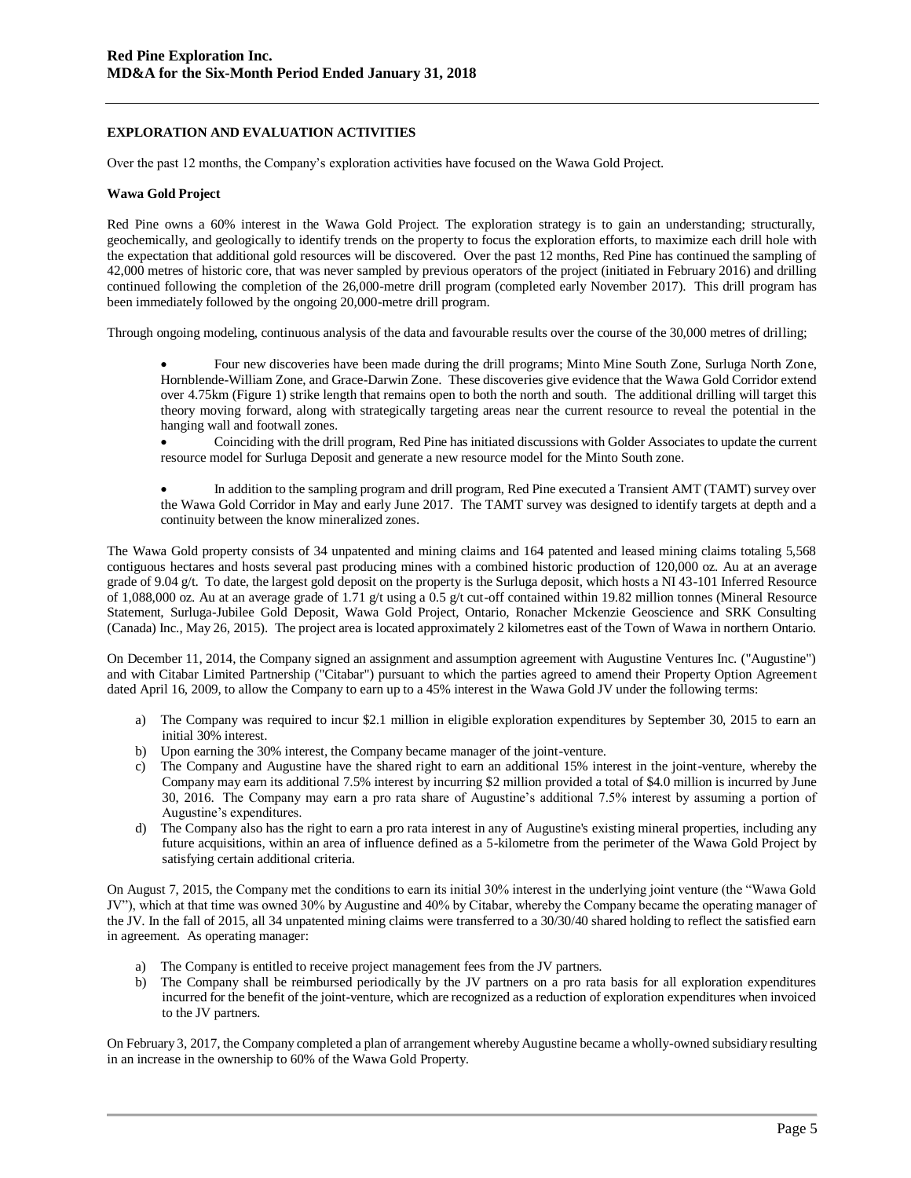## EXPLORATION AND EVALUATION ACTIVITIES

Over the past 12 months, the Company's exploration activities have focused on the Wawa Gold Project.

### Wawa Gold Project

Red Pine owns a 60% interest in the Wawa Gold Project. The exploration strategy is to gain an understanding; structurally, geochemically, and geologically to identify trends on the property to focus the exploration efforts, to maximize each drill hole with the expectation that additional gold resources will be discovered. Over the past 12 months, Red Pine has continued the sampling of 42,000 metres of historic core, that was never sampled by previous operators of the project (initiated in February 2016) and drilling continued following the completion of the 26,000-metre drill program (completed early November 2017). This drill program has been immediately followed by the ongoing 20,000-metre drill program.

Through ongoing modeling, continuous analysis of the data and favourable results over the course of the 30,000 metres of drilling;

- Four new discoveries have been made during the drill programs; Minto Mine South Zone, Surluga North Zone, Hornblende-William Zone, and Grace-Darwin Zone. These discoveries give evidence that the Wawa Gold Corridor extend over 4.75km (Figure 1) strike length that remains open to both the north and south. The additional drilling will target this theory moving forward, along with strategically targeting areas near the current resource to reveal the potential in the hanging wall and footwall zones.
- Coinciding with the drill program, Red Pine has initiated discussions with Golder Associates to update the current resource model for Surluga Deposit and generate a new resource model for the Minto South zone.
- In addition to the sampling program and drill program, Red Pine executed a Transient AMT (TAMT) survey over the Wawa Gold Corridor in May and early June 2017. The TAMT survey was designed to identify targets at depth and a continuity between the know mineralized zones.

The Wawa Gold property consists of 34 unpatented and mining claims and 164 patented and leased mining claims totaling 5,568 contiguous hectares and hosts several past producing mines with a combined historic production of 120,000 oz. Au at an average grade of 9.04 g/t. To date, the largest gold deposit on the property is the Surluga deposit, which hosts a NI 43-101 Inferred Resource of 1,088,000 oz. Au at an average grade of 1.71 g/t using a 0.5 g/t cut-off contained within 19.82 million tonnes (Mineral Resource Statement, Surluga-Jubilee Gold Deposit, Wawa Gold Project, Ontario, Ronacher Mckenzie Geoscience and SRK Consulting (Canada) Inc., May 26, 2015). The project area is located approximately 2 kilometres east of the Town of Wawa in northern Ontario.

On December 11, 2014, the Company signed an assignment and assumption agreement with Augustine Ventures Inc. ("Augustine") and with Citabar Limited Partnership ("Citabar") pursuant to which the parties agreed to amend their Property Option Agreement dated April 16, 2009, to allow the Company to earn up to a 45% interest in the Wawa Gold JV under the following terms:

a) The Company was required to incur $2.1 million in eligible exploration expenditures by September 30, 2015 to earn an initial 30% interest.
b) Upon earning the 30% interest, the Company became manager of the joint-venture.
c) The Company and Augustine have the shared right to earn an additional 15% interest in the joint-venture, whereby the Company may earn its additional 7.5% interest by incurring $2 million provided a total of $4.0 million is incurred by June 30, 2016. The Company may earn a pro rata share of Augustine's additional 7.5% interest by assuming a portion of Augustine's expenditures.
d) The Company also has the right to earn a pro rata interest in any of Augustine's existing mineral properties, including any future acquisitions, within an area of influence defined as a 5-kilometre from the perimeter of the Wawa Gold Project by satisfying certain additional criteria.

On August 7, 2015, the Company met the conditions to earn its initial 30% interest in the underlying joint venture (the "Wawa Gold JV"), which at that time was owned 30% by Augustine and 40% by Citabar, whereby the Company became the operating manager of the JV. In the fall of 2015, all 34 unpatented mining claims were transferred to a 30/30/40 shared holding to reflect the satisfied earn in agreement. As operating manager:

a) The Company is entitled to receive project management fees from the JV partners.
b) The Company shall be reimbursed periodically by the JV partners on a pro rata basis for all exploration expenditures incurred for the benefit of the joint-venture, which are recognized as a reduction of exploration expenditures when invoiced to the JV partners.

On February 3, 2017, the Company completed a plan of arrangement whereby Augustine became a wholly-owned subsidiary resulting in an increase in the ownership to 60% of the Wawa Gold Property.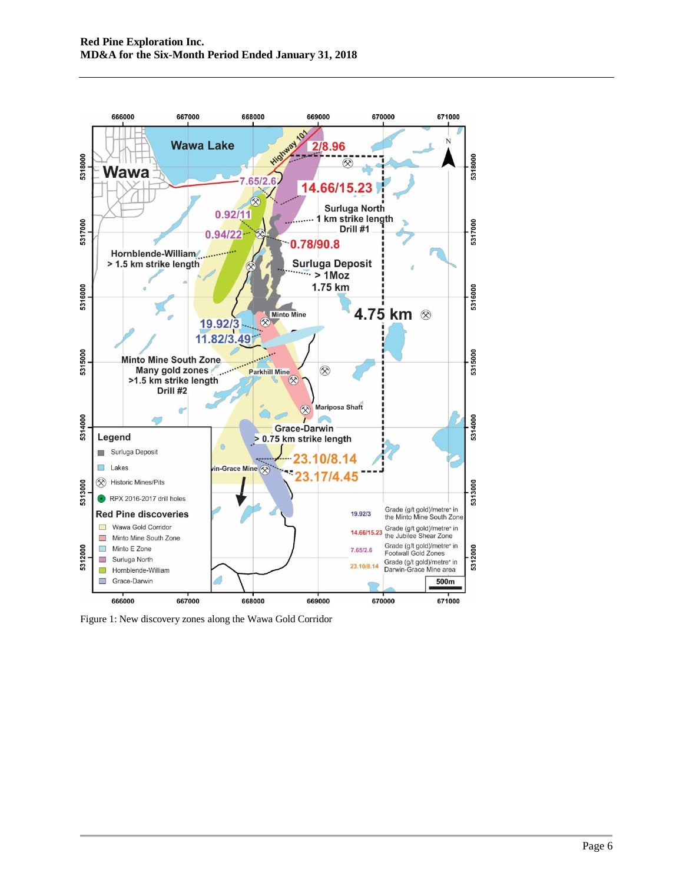Figure 1: New discovery zones along the Wawa Gold Corridor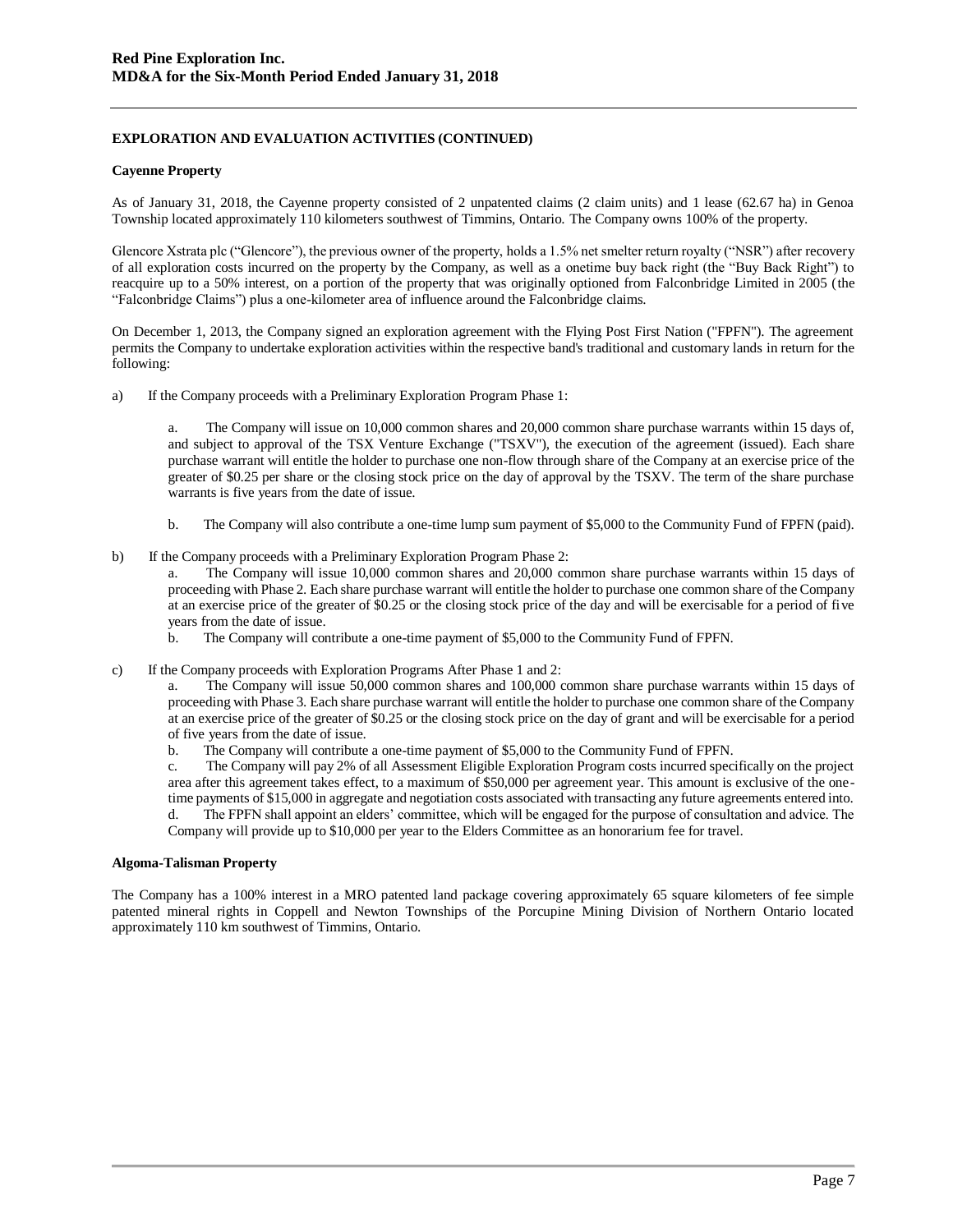## EXPLORATION AND EVALUATION ACTIVITIES (CONTINUED)

### Cayenne Property

As of January 31, 2018, the Cayenne property consisted of 2 unpatented claims (2 claim units) and 1 lease (62.67 ha) in Genoa Township located approximately 110 kilometers southwest of Timmins, Ontario. The Company owns 100% of the property.

Glencore Xstrata plc ("Glencore"), the previous owner of the property, holds a 1.5% net smelter return royalty ("NSR") after recovery of all exploration costs incurred on the property by the Company, as well as a onetime buy back right (the "Buy Back Right") to reacquire up to a 50% interest, on a portion of the property that was originally optioned from Falconbridge Limited in 2005 (the "Falconbridge Claims") plus a one-kilometer area of influence around the Falconbridge claims.

On December 1, 2013, the Company signed an exploration agreement with the Flying Post First Nation ("FPFN"). The agreement permits the Company to undertake exploration activities within the respective band's traditional and customary lands in return for the following:

a) If the Company proceeds with a Preliminary Exploration Program Phase 1:

   a. The Company will issue on 10,000 common shares and 20,000 common share purchase warrants within 15 days of, and subject to approval of the TSX Venture Exchange ("TSXV"), the execution of the agreement (issued). Each share purchase warrant will entitle the holder to purchase one non-flow through share of the Company at an exercise price of the greater of $0.25 per share or the closing stock price on the day of approval by the TSXV. The term of the share purchase warrants is five years from the date of issue.

   b. The Company will also contribute a one-time lump sum payment of $5,000 to the Community Fund of FPFN (paid).

b) If the Company proceeds with a Preliminary Exploration Program Phase 2:

   a. The Company will issue 10,000 common shares and 20,000 common share purchase warrants within 15 days of proceeding with Phase 2. Each share purchase warrant will entitle the holder to purchase one common share of the Company at an exercise price of the greater of $0.25 or the closing stock price of the day and will be exercisable for a period of five years from the date of issue.

   b. The Company will contribute a one-time payment of $5,000 to the Community Fund of FPFN.

c) If the Company proceeds with Exploration Programs After Phase 1 and 2:

   a. The Company will issue 50,000 common shares and 100,000 common share purchase warrants within 15 days of proceeding with Phase 3. Each share purchase warrant will entitle the holder to purchase one common share of the Company at an exercise price of the greater of $0.25 or the closing stock price on the day of grant and will be exercisable for a period of five years from the date of issue.

   b. The Company will contribute a one-time payment of $5,000 to the Community Fund of FPFN.

   c. The Company will pay 2% of all Assessment Eligible Exploration Program costs incurred specifically on the project area after this agreement takes effect, to a maximum of $50,000 per agreement year. This amount is exclusive of the one-time payments of $15,000 in aggregate and negotiation costs associated with transacting any future agreements entered into.

   d. The FPFN shall appoint an elders' committee, which will be engaged for the purpose of consultation and advice. The Company will provide up to $10,000 per year to the Elders Committee as an honorarium fee for travel.

### Algoma-Talisman Property

The Company has a 100% interest in a MRO patented land package covering approximately 65 square kilometers of fee simple patented mineral rights in Coppell and Newton Townships of the Porcupine Mining Division of Northern Ontario located approximately 110 km southwest of Timmins, Ontario.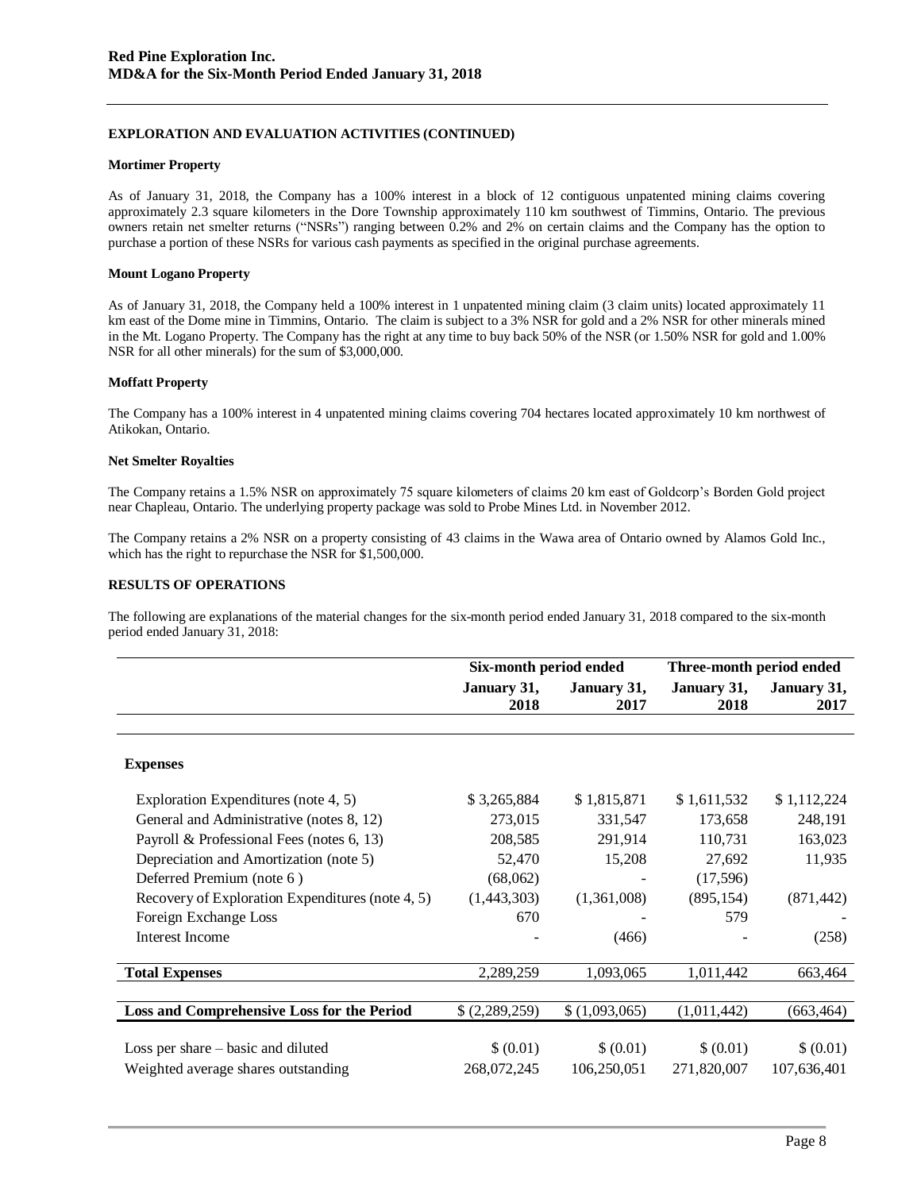#### EXPLORATION AND EVALUATION ACTIVITIES (CONTINUED)

**Mortimer Property**

As of January 31, 2018, the Company has a 100% interest in a block of 12 contiguous unpatented mining claims covering approximately 2.3 square kilometers in the Dore Township approximately 110 km southwest of Timmins, Ontario. The previous owners retain net smelter returns ("NSRs") ranging between 0.2% and 2% on certain claims and the Company has the option to purchase a portion of these NSRs for various cash payments as specified in the original purchase agreements.

**Mount Logano Property**

As of January 31, 2018, the Company held a 100% interest in 1 unpatented mining claim (3 claim units) located approximately 11 km east of the Dome mine in Timmins, Ontario. The claim is subject to a 3% NSR for gold and a 2% NSR for other minerals mined in the Mt. Logano Property. The Company has the right at any time to buy back 50% of the NSR (or 1.50% NSR for gold and 1.00% NSR for all other minerals) for the sum of $3,000,000.

**Moffatt Property**

The Company has a 100% interest in 4 unpatented mining claims covering 704 hectares located approximately 10 km northwest of Atikokan, Ontario.

**Net Smelter Royalties**

The Company retains a 1.5% NSR on approximately 75 square kilometers of claims 20 km east of Goldcorp's Borden Gold project near Chapleau, Ontario. The underlying property package was sold to Probe Mines Ltd. in November 2012.

The Company retains a 2% NSR on a property consisting of 43 claims in the Wawa area of Ontario owned by Alamos Gold Inc., which has the right to repurchase the NSR for $1,500,000.

#### RESULTS OF OPERATIONS

The following are explanations of the material changes for the six-month period ended January 31, 2018 compared to the six-month period ended January 31, 2018:

| | Six-month period ended | | Three-month period ended | |
|---|---|---|---|---|
| | January 31, 2018 | January 31, 2017 | January 31, 2018 | January 31, 2017 |
| **Expenses** | | | | |
| Exploration Expenditures (note 4, 5) | $ 3,265,884 | $ 1,815,871 | $ 1,611,532 | $ 1,112,224 |
| General and Administrative (notes 8, 12) | 273,015 | 331,547 | 173,658 | 248,191 |
| Payroll & Professional Fees (notes 6, 13) | 208,585 | 291,914 | 110,731 | 163,023 |
| Depreciation and Amortization (note 5) | 52,470 | 15,208 | 27,692 | 11,935 |
| Deferred Premium (note 6 ) | (68,062) | - | (17,596) | |
| Recovery of Exploration Expenditures (note 4, 5) | (1,443,303) | (1,361,008) | (895,154) | (871,442) |
| Foreign Exchange Loss | 670 | - | 579 | - |
| Interest Income | - | (466) | - | (258) |
| **Total Expenses** | 2,289,259 | 1,093,065 | 1,011,442 | 663,464 |
| **Loss and Comprehensive Loss for the Period** | $ (2,289,259) | $ (1,093,065) | (1,011,442) | (663,464) |
| Loss per share – basic and diluted | $ (0.01) | $ (0.01) | $ (0.01) | $ (0.01) |
| Weighted average shares outstanding | 268,072,245 | 106,250,051 | 271,820,007 | 107,636,401 |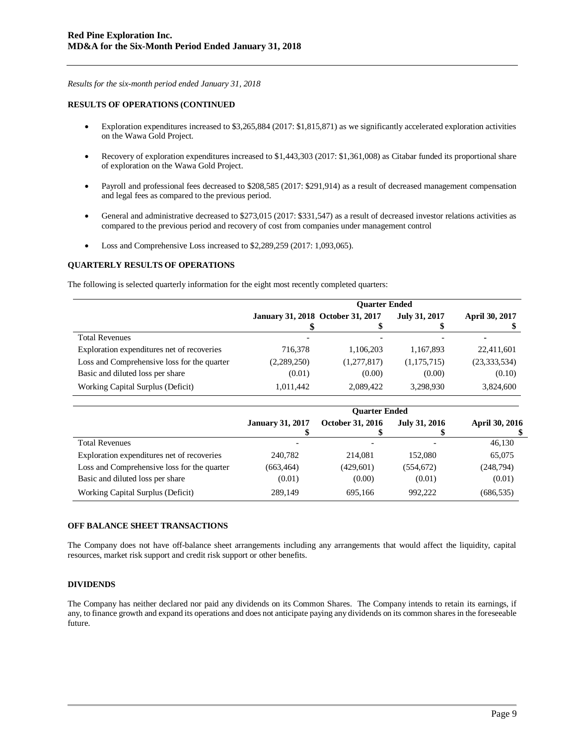*Results for the six-month period ended January 31, 2018*

### RESULTS OF OPERATIONS (CONTINUED)

- Exploration expenditures increased to $3,265,884 (2017: $1,815,871) as we significantly accelerated exploration activities on the Wawa Gold Project.
- Recovery of exploration expenditures increased to $1,443,303 (2017: $1,361,008) as Citabar funded its proportional share of exploration on the Wawa Gold Project.
- Payroll and professional fees decreased to $208,585 (2017: $291,914) as a result of decreased management compensation and legal fees as compared to the previous period.
- General and administrative decreased to $273,015 (2017: $331,547) as a result of decreased investor relations activities as compared to the previous period and recovery of cost from companies under management control
- Loss and Comprehensive Loss increased to $2,289,259 (2017: 1,093,065).

### QUARTERLY RESULTS OF OPERATIONS

The following is selected quarterly information for the eight most recently completed quarters:

| | Quarter Ended | | | |
|---|---|---|---|---|
| | January 31, 2018 $ | October 31, 2017 $ | July 31, 2017 $ | April 30, 2017 $ |
| Total Revenues | - | - | - | - |
| Exploration expenditures net of recoveries | 716,378 | 1,106,203 | 1,167,893 | 22,411,601 |
| Loss and Comprehensive loss for the quarter | (2,289,250) | (1,277,817) | (1,175,715) | (23,333,534) |
| Basic and diluted loss per share | (0.01) | (0.00) | (0.00) | (0.10) |
| Working Capital Surplus (Deficit) | 1,011,442 | 2,089,422 | 3,298,930 | 3,824,600 |

| | Quarter Ended | | | |
|---|---|---|---|---|
| | January 31, 2017 $ | October 31, 2016 $ | July 31, 2016 $ | April 30, 2016 $ |
| Total Revenues | - | - | - | 46,130 |
| Exploration expenditures net of recoveries | 240,782 | 214,081 | 152,080 | 65,075 |
| Loss and Comprehensive loss for the quarter | (663,464) | (429,601) | (554,672) | (248,794) |
| Basic and diluted loss per share | (0.01) | (0.00) | (0.01) | (0.01) |
| Working Capital Surplus (Deficit) | 289,149 | 695,166 | 992,222 | (686,535) |

### OFF BALANCE SHEET TRANSACTIONS

The Company does not have off-balance sheet arrangements including any arrangements that would affect the liquidity, capital resources, market risk support and credit risk support or other benefits.

### DIVIDENDS

The Company has neither declared nor paid any dividends on its Common Shares. The Company intends to retain its earnings, if any, to finance growth and expand its operations and does not anticipate paying any dividends on its common shares in the foreseeable future.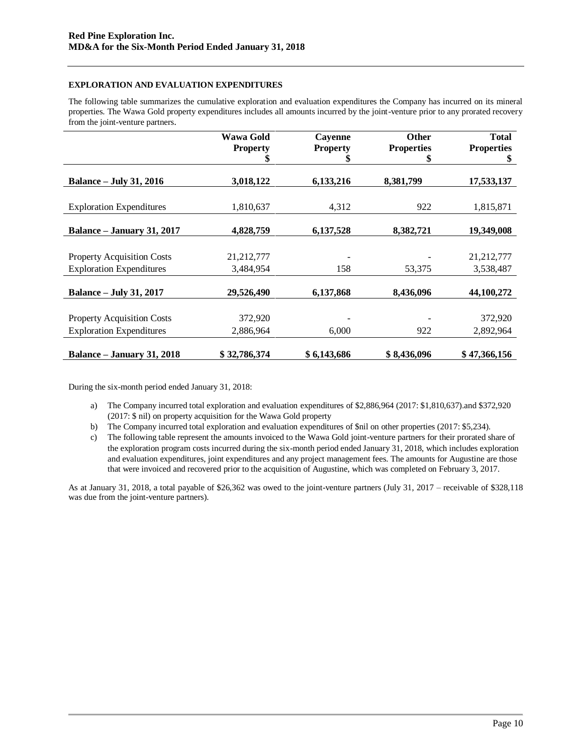## EXPLORATION AND EVALUATION EXPENDITURES

The following table summarizes the cumulative exploration and evaluation expenditures the Company has incurred on its mineral properties. The Wawa Gold property expenditures includes all amounts incurred by the joint-venture prior to any prorated recovery from the joint-venture partners.

| | Wawa Gold Property $ | Cayenne Property $ | Other Properties $ | Total Properties $ |
|---|---|---|---|---|
| **Balance – July 31, 2016** | **3,018,122** | **6,133,216** | **8,381,799** | **17,533,137** |
| Exploration Expenditures | 1,810,637 | 4,312 | 922 | 1,815,871 |
| **Balance – January 31, 2017** | **4,828,759** | **6,137,528** | **8,382,721** | **19,349,008** |
| Property Acquisition Costs | 21,212,777 | - | - | 21,212,777 |
| Exploration Expenditures | 3,484,954 | 158 | 53,375 | 3,538,487 |
| **Balance – July 31, 2017** | **29,526,490** | **6,137,868** | **8,436,096** | **44,100,272** |
| Property Acquisition Costs | 372,920 | - | - | 372,920 |
| Exploration Expenditures | 2,886,964 | 6,000 | 922 | 2,892,964 |
| **Balance – January 31, 2018** | **$ 32,786,374** | **$ 6,143,686** | **$ 8,436,096** | **$ 47,366,156** |

During the six-month period ended January 31, 2018:

a) The Company incurred total exploration and evaluation expenditures of $2,886,964 (2017: $1,810,637).and $372,920 (2017: $ nil) on property acquisition for the Wawa Gold property

b) The Company incurred total exploration and evaluation expenditures of $nil on other properties (2017: $5,234).

c) The following table represent the amounts invoiced to the Wawa Gold joint-venture partners for their prorated share of the exploration program costs incurred during the six-month period ended January 31, 2018, which includes exploration and evaluation expenditures, joint expenditures and any project management fees. The amounts for Augustine are those that were invoiced and recovered prior to the acquisition of Augustine, which was completed on February 3, 2017.

As at January 31, 2018, a total payable of $26,362 was owed to the joint-venture partners (July 31, 2017 – receivable of $328,118 was due from the joint-venture partners).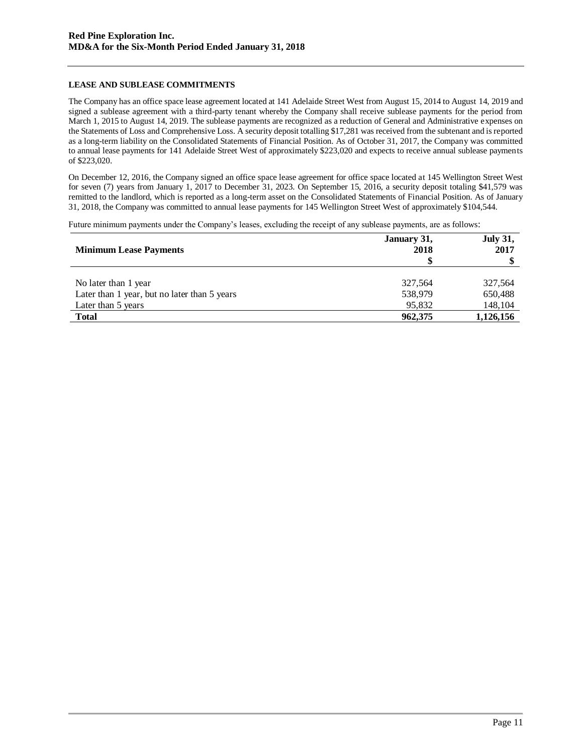**LEASE AND SUBLEASE COMMITMENTS**

The Company has an office space lease agreement located at 141 Adelaide Street West from August 15, 2014 to August 14, 2019 and signed a sublease agreement with a third-party tenant whereby the Company shall receive sublease payments for the period from March 1, 2015 to August 14, 2019. The sublease payments are recognized as a reduction of General and Administrative expenses on the Statements of Loss and Comprehensive Loss. A security deposit totalling $17,281 was received from the subtenant and is reported as a long-term liability on the Consolidated Statements of Financial Position. As of October 31, 2017, the Company was committed to annual lease payments for 141 Adelaide Street West of approximately $223,020 and expects to receive annual sublease payments of $223,020.

On December 12, 2016, the Company signed an office space lease agreement for office space located at 145 Wellington Street West for seven (7) years from January 1, 2017 to December 31, 2023. On September 15, 2016, a security deposit totaling $41,579 was remitted to the landlord, which is reported as a long-term asset on the Consolidated Statements of Financial Position. As of January 31, 2018, the Company was committed to annual lease payments for 145 Wellington Street West of approximately $104,544.

Future minimum payments under the Company's leases, excluding the receipt of any sublease payments, are as follows:

| **Minimum Lease Payments** | **January 31, 2018** **$** | **July 31, 2017** **$** |
|---|---|---|
| No later than 1 year | 327,564 | 327,564 |
| Later than 1 year, but no later than 5 years | 538,979 | 650,488 |
| Later than 5 years | 95,832 | 148,104 |
| **Total** | **962,375** | **1,126,156** |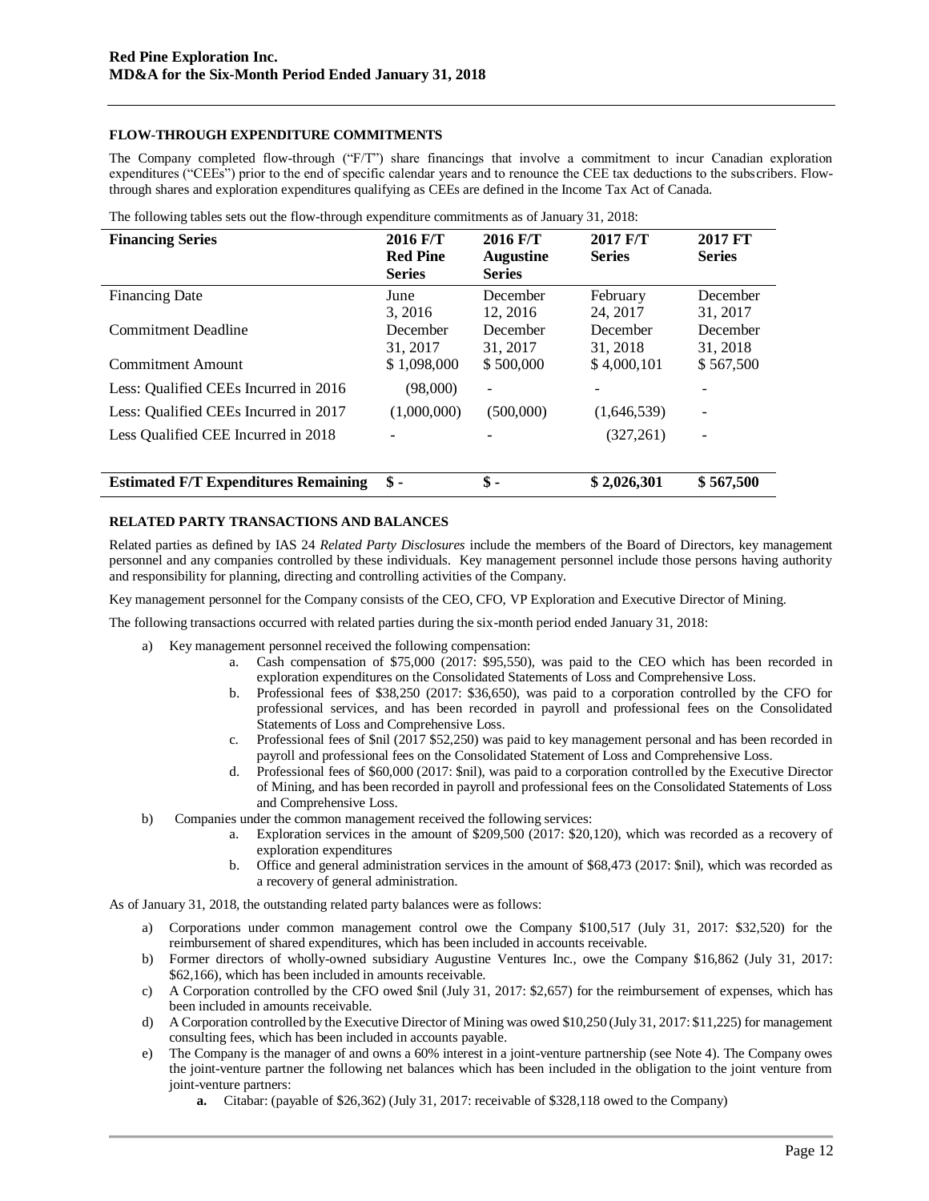## FLOW-THROUGH EXPENDITURE COMMITMENTS

The Company completed flow-through ("F/T") share financings that involve a commitment to incur Canadian exploration expenditures ("CEEs") prior to the end of specific calendar years and to renounce the CEE tax deductions to the subscribers. Flow-through shares and exploration expenditures qualifying as CEEs are defined in the Income Tax Act of Canada.

The following tables sets out the flow-through expenditure commitments as of January 31, 2018:

| Financing Series | 2016 F/T Red Pine Series | 2016 F/T Augustine Series | 2017 F/T Series | 2017 FT Series |
|---|---|---|---|---|
| Financing Date | June 3, 2016 | December 12, 2016 | February 24, 2017 | December 31, 2017 |
| Commitment Deadline | December 31, 2017 | December 31, 2017 | December 31, 2018 | December 31, 2018 |
| Commitment Amount | $ 1,098,000 | $ 500,000 | $ 4,000,101 | $ 567,500 |
| Less: Qualified CEEs Incurred in 2016 | (98,000) | - | - | - |
| Less: Qualified CEEs Incurred in 2017 | (1,000,000) | (500,000) | (1,646,539) | - |
| Less Qualified CEE Incurred in 2018 | - | - | (327,261) | - |
| **Estimated F/T Expenditures Remaining** | **$ -** | **$ -** | **$ 2,026,301** | **$ 567,500** |

## RELATED PARTY TRANSACTIONS AND BALANCES

Related parties as defined by IAS 24 *Related Party Disclosures* include the members of the Board of Directors, key management personnel and any companies controlled by these individuals. Key management personnel include those persons having authority and responsibility for planning, directing and controlling activities of the Company.

Key management personnel for the Company consists of the CEO, CFO, VP Exploration and Executive Director of Mining.

The following transactions occurred with related parties during the six-month period ended January 31, 2018:

a) Key management personnel received the following compensation:
   a. Cash compensation of $75,000 (2017: $95,550), was paid to the CEO which has been recorded in exploration expenditures on the Consolidated Statements of Loss and Comprehensive Loss.
   b. Professional fees of $38,250 (2017: $36,650), was paid to a corporation controlled by the CFO for professional services, and has been recorded in payroll and professional fees on the Consolidated Statements of Loss and Comprehensive Loss.
   c. Professional fees of $nil (2017 $52,250) was paid to key management personal and has been recorded in payroll and professional fees on the Consolidated Statement of Loss and Comprehensive Loss.
   d. Professional fees of $60,000 (2017: $nil), was paid to a corporation controlled by the Executive Director of Mining, and has been recorded in payroll and professional fees on the Consolidated Statements of Loss and Comprehensive Loss.

b) Companies under the common management received the following services:
   a. Exploration services in the amount of $209,500 (2017: $20,120), which was recorded as a recovery of exploration expenditures
   b. Office and general administration services in the amount of $68,473 (2017: $nil), which was recorded as a recovery of general administration.

As of January 31, 2018, the outstanding related party balances were as follows:

a) Corporations under common management control owe the Company $100,517 (July 31, 2017: $32,520) for the reimbursement of shared expenditures, which has been included in accounts receivable.
b) Former directors of wholly-owned subsidiary Augustine Ventures Inc., owe the Company $16,862 (July 31, 2017: $62,166), which has been included in amounts receivable.
c) A Corporation controlled by the CFO owed $nil (July 31, 2017: $2,657) for the reimbursement of expenses, which has been included in amounts receivable.
d) A Corporation controlled by the Executive Director of Mining was owed $10,250 (July 31, 2017: $11,225) for management consulting fees, which has been included in accounts payable.
e) The Company is the manager of and owns a 60% interest in a joint-venture partnership (see Note 4). The Company owes the joint-venture partner the following net balances which has been included in the obligation to the joint venture from joint-venture partners:
   **a.** Citabar: (payable of $26,362) (July 31, 2017: receivable of $328,118 owed to the Company)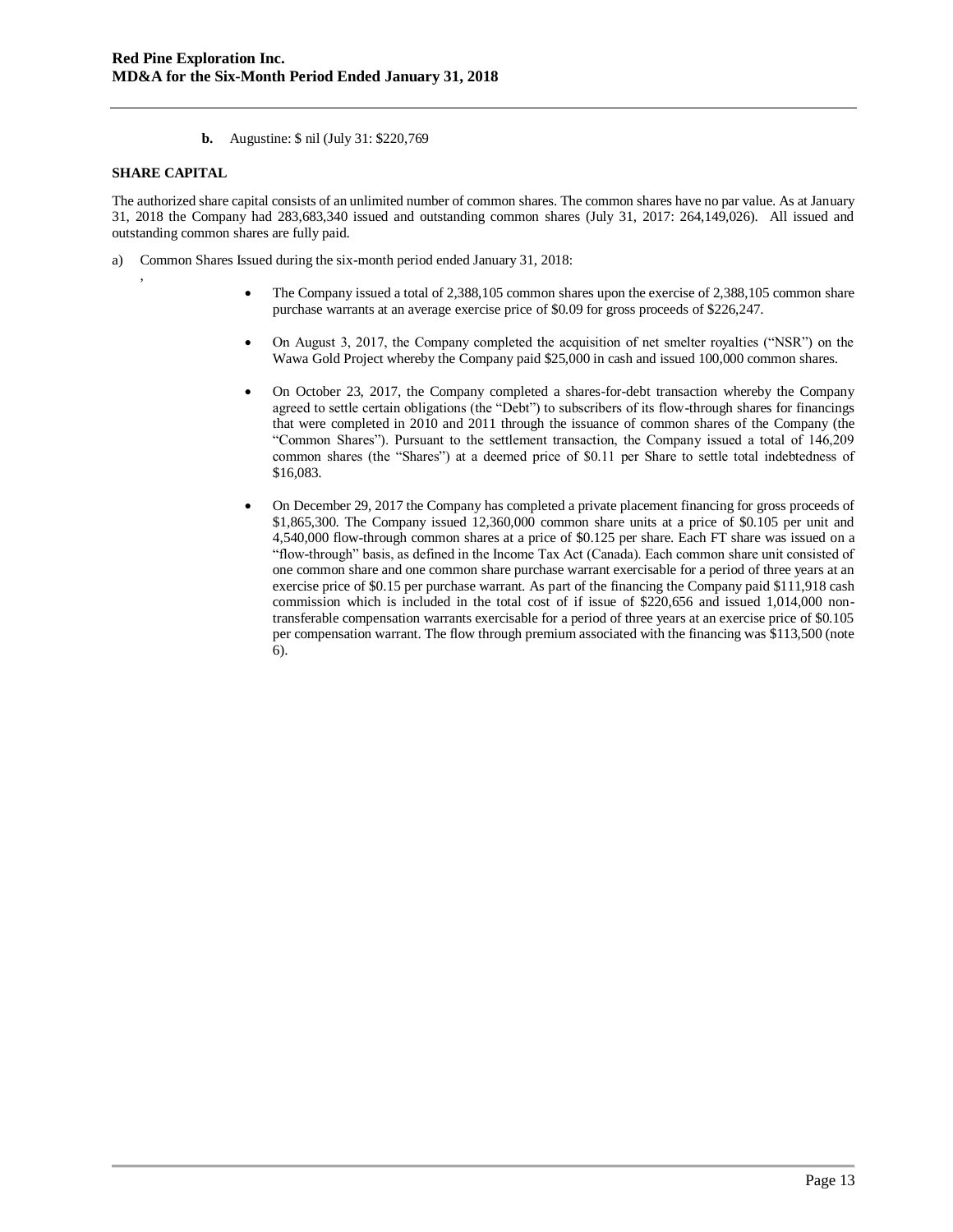**b.** Augustine: $ nil (July 31: $220,769

## SHARE CAPITAL

The authorized share capital consists of an unlimited number of common shares. The common shares have no par value. As at January 31, 2018 the Company had 283,683,340 issued and outstanding common shares (July 31, 2017: 264,149,026). All issued and outstanding common shares are fully paid.

a) Common Shares Issued during the six-month period ended January 31, 2018:

,

- The Company issued a total of 2,388,105 common shares upon the exercise of 2,388,105 common share purchase warrants at an average exercise price of $0.09 for gross proceeds of $226,247.
- On August 3, 2017, the Company completed the acquisition of net smelter royalties ("NSR") on the Wawa Gold Project whereby the Company paid $25,000 in cash and issued 100,000 common shares.
- On October 23, 2017, the Company completed a shares-for-debt transaction whereby the Company agreed to settle certain obligations (the "Debt") to subscribers of its flow-through shares for financings that were completed in 2010 and 2011 through the issuance of common shares of the Company (the "Common Shares"). Pursuant to the settlement transaction, the Company issued a total of 146,209 common shares (the "Shares") at a deemed price of $0.11 per Share to settle total indebtedness of $16,083.
- On December 29, 2017 the Company has completed a private placement financing for gross proceeds of $1,865,300. The Company issued 12,360,000 common share units at a price of $0.105 per unit and 4,540,000 flow-through common shares at a price of $0.125 per share. Each FT share was issued on a "flow-through" basis, as defined in the Income Tax Act (Canada). Each common share unit consisted of one common share and one common share purchase warrant exercisable for a period of three years at an exercise price of $0.15 per purchase warrant. As part of the financing the Company paid $111,918 cash commission which is included in the total cost of if issue of $220,656 and issued 1,014,000 non-transferable compensation warrants exercisable for a period of three years at an exercise price of $0.105 per compensation warrant. The flow through premium associated with the financing was $113,500 (note 6).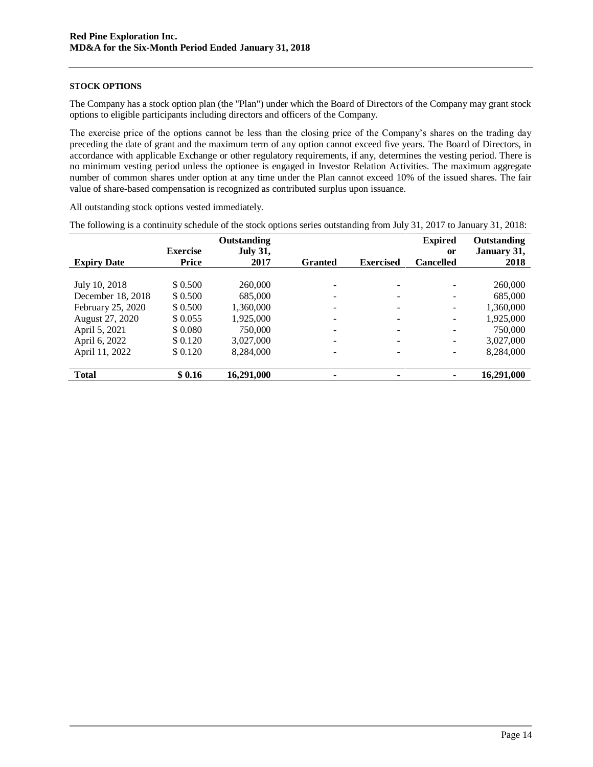## STOCK OPTIONS

The Company has a stock option plan (the "Plan") under which the Board of Directors of the Company may grant stock options to eligible participants including directors and officers of the Company.

The exercise price of the options cannot be less than the closing price of the Company's shares on the trading day preceding the date of grant and the maximum term of any option cannot exceed five years. The Board of Directors, in accordance with applicable Exchange or other regulatory requirements, if any, determines the vesting period. There is no minimum vesting period unless the optionee is engaged in Investor Relation Activities. The maximum aggregate number of common shares under option at any time under the Plan cannot exceed 10% of the issued shares. The fair value of share-based compensation is recognized as contributed surplus upon issuance.

All outstanding stock options vested immediately.

The following is a continuity schedule of the stock options series outstanding from July 31, 2017 to January 31, 2018:

| Expiry Date | Exercise Price | Outstanding July 31, 2017 | Granted | Exercised | Expired or Cancelled | Outstanding January 31, 2018 |
|---|---|---|---|---|---|---|
| July 10, 2018 | $ 0.500 | 260,000 | - | - | - | 260,000 |
| December 18, 2018 | $ 0.500 | 685,000 | - | - | - | 685,000 |
| February 25, 2020 | $ 0.500 | 1,360,000 | - | - | - | 1,360,000 |
| August 27, 2020 | $ 0.055 | 1,925,000 | - | - | - | 1,925,000 |
| April 5, 2021 | $ 0.080 | 750,000 | - | - | - | 750,000 |
| April 6, 2022 | $ 0.120 | 3,027,000 | - | - | - | 3,027,000 |
| April 11, 2022 | $ 0.120 | 8,284,000 | - | - | - | 8,284,000 |
| **Total** | **$ 0.16** | **16,291,000** | **-** | **-** | **-** | **16,291,000** |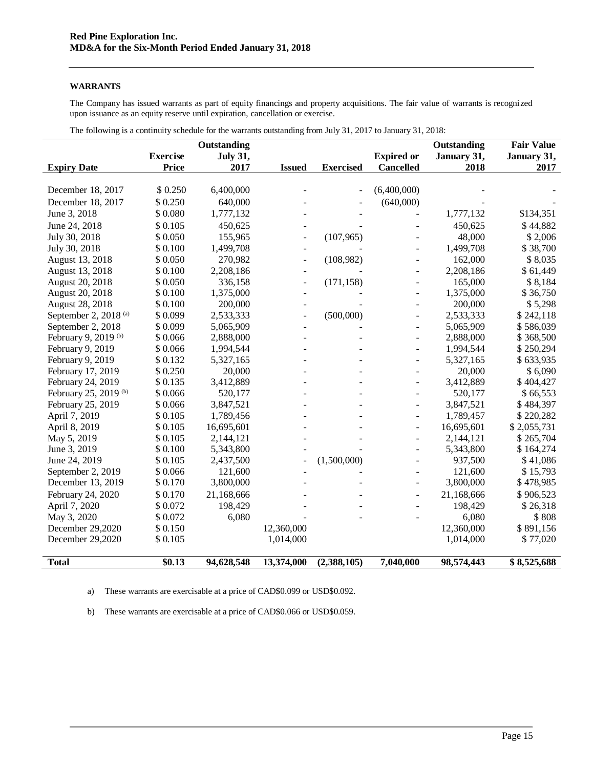## WARRANTS

The Company has issued warrants as part of equity financings and property acquisitions. The fair value of warrants is recognized upon issuance as an equity reserve until expiration, cancellation or exercise.

The following is a continuity schedule for the warrants outstanding from July 31, 2017 to January 31, 2018:

| Expiry Date | Exercise Price | Outstanding July 31, 2017 | Issued | Exercised | Expired or Cancelled | Outstanding January 31, 2018 | Fair Value January 31, 2017 |
|---|---|---|---|---|---|---|---|
| December 18, 2017 | $ 0.250 | 6,400,000 | - | - | (6,400,000) | - | - |
| December 18, 2017 | $ 0.250 | 640,000 | - | - | (640,000) | - | - |
| June 3, 2018 | $ 0.080 | 1,777,132 | - | - | - | 1,777,132 | $134,351 |
| June 24, 2018 | $ 0.105 | 450,625 | - | - | - | 450,625 | $ 44,882 |
| July 30, 2018 | $ 0.050 | 155,965 | - | (107,965) | - | 48,000 | $ 2,006 |
| July 30, 2018 | $ 0.100 | 1,499,708 | - | - | - | 1,499,708 | $ 38,700 |
| August 13, 2018 | $ 0.050 | 270,982 | - | (108,982) | - | 162,000 | $ 8,035 |
| August 13, 2018 | $ 0.100 | 2,208,186 | - | - | - | 2,208,186 | $ 61,449 |
| August 20, 2018 | $ 0.050 | 336,158 | - | (171,158) | - | 165,000 | $ 8,184 |
| August 20, 2018 | $ 0.100 | 1,375,000 | - | - | - | 1,375,000 | $ 36,750 |
| August 28, 2018 | $ 0.100 | 200,000 | - | - | - | 200,000 | $ 5,298 |
| September 2, 2018 (a) | $ 0.099 | 2,533,333 | - | (500,000) | - | 2,533,333 | $ 242,118 |
| September 2, 2018 | $ 0.099 | 5,065,909 | - | - | - | 5,065,909 | $ 586,039 |
| February 9, 2019 (b) | $ 0.066 | 2,888,000 | - | - | - | 2,888,000 | $ 368,500 |
| February 9, 2019 | $ 0.066 | 1,994,544 | - | - | - | 1,994,544 | $ 250,294 |
| February 9, 2019 | $ 0.132 | 5,327,165 | - | - | - | 5,327,165 | $ 633,935 |
| February 17, 2019 | $ 0.250 | 20,000 | - | - | - | 20,000 | $ 6,090 |
| February 24, 2019 | $ 0.135 | 3,412,889 | - | - | - | 3,412,889 | $ 404,427 |
| February 25, 2019 (b) | $ 0.066 | 520,177 | - | - | - | 520,177 | $ 66,553 |
| February 25, 2019 | $ 0.066 | 3,847,521 | - | - | - | 3,847,521 | $ 484,397 |
| April 7, 2019 | $ 0.105 | 1,789,456 | - | - | - | 1,789,457 | $ 220,282 |
| April 8, 2019 | $ 0.105 | 16,695,601 | - | - | - | 16,695,601 | $ 2,055,731 |
| May 5, 2019 | $ 0.105 | 2,144,121 | - | - | - | 2,144,121 | $ 265,704 |
| June 3, 2019 | $ 0.100 | 5,343,800 | - | - | - | 5,343,800 | $ 164,274 |
| June 24, 2019 | $ 0.105 | 2,437,500 | - | (1,500,000) | - | 937,500 | $ 41,086 |
| September 2, 2019 | $ 0.066 | 121,600 | - | - | - | 121,600 | $ 15,793 |
| December 13, 2019 | $ 0.170 | 3,800,000 | - | - | - | 3,800,000 | $ 478,985 |
| February 24, 2020 | $ 0.170 | 21,168,666 | - | - | - | 21,168,666 | $ 906,523 |
| April 7, 2020 | $ 0.072 | 198,429 | - | - | - | 198,429 | $ 26,318 |
| May 3, 2020 | $ 0.072 | 6,080 | - | - | - | 6,080 | $ 808 |
| December 29,2020 | $ 0.150 | | 12,360,000 | | | 12,360,000 | $ 891,156 |
| December 29,2020 | $ 0.105 | | 1,014,000 | | | 1,014,000 | $ 77,020 |
| **Total** | **$0.13** | **94,628,548** | **13,374,000** | **(2,388,105)** | **7,040,000** | **98,574,443** | **$ 8,525,688** |

a) These warrants are exercisable at a price of CAD$0.099 or USD$0.092.

b) These warrants are exercisable at a price of CAD$0.066 or USD$0.059.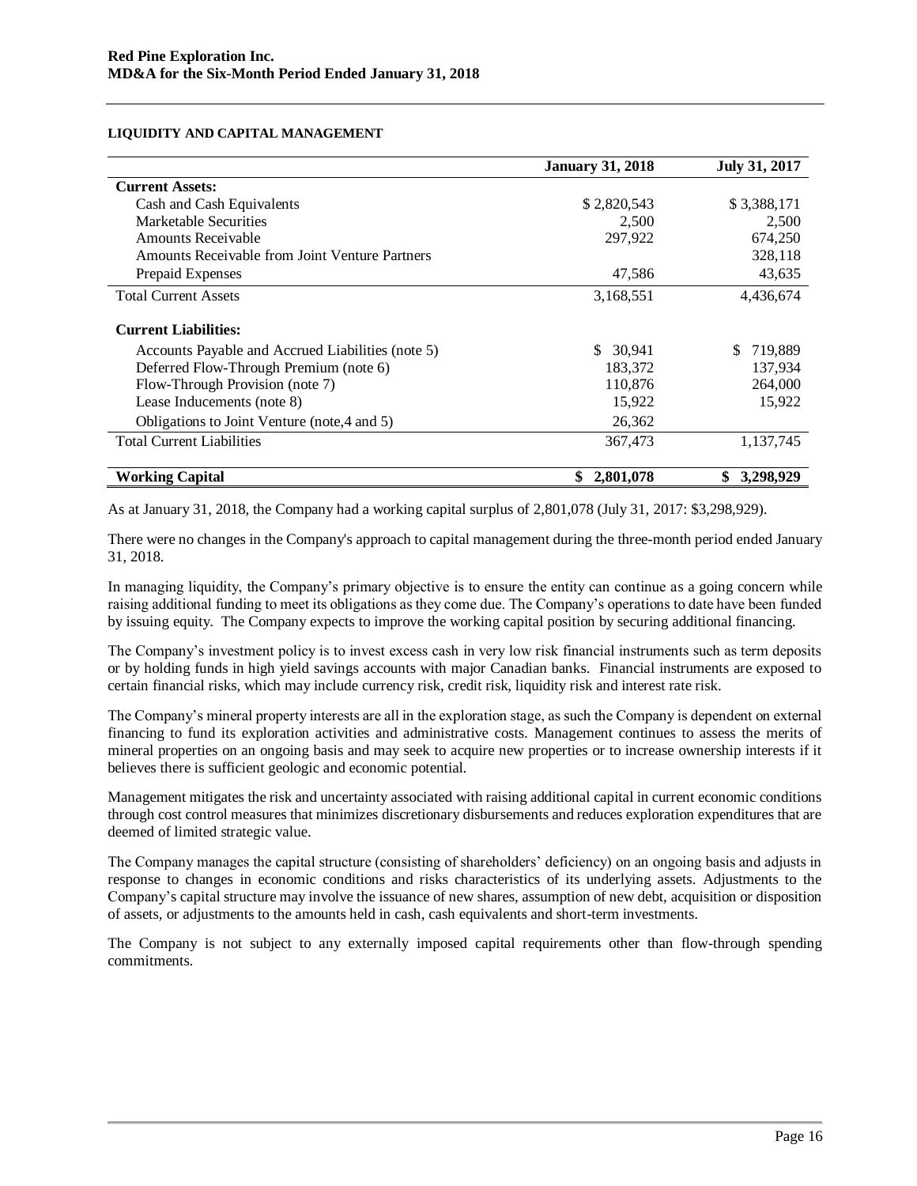**LIQUIDITY AND CAPITAL MANAGEMENT**

| | January 31, 2018 | July 31, 2017 |
|---|---|---|
| **Current Assets:** | | |
| Cash and Cash Equivalents | $ 2,820,543 | $ 3,388,171 |
| Marketable Securities | 2,500 | 2,500 |
| Amounts Receivable | 297,922 | 674,250 |
| Amounts Receivable from Joint Venture Partners | | 328,118 |
| Prepaid Expenses | 47,586 | 43,635 |
| Total Current Assets | 3,168,551 | 4,436,674 |
| **Current Liabilities:** | | |
| Accounts Payable and Accrued Liabilities (note 5) | $ 30,941 | $ 719,889 |
| Deferred Flow-Through Premium (note 6) | 183,372 | 137,934 |
| Flow-Through Provision (note 7) | 110,876 | 264,000 |
| Lease Inducements (note 8) | 15,922 | 15,922 |
| Obligations to Joint Venture (note,4 and 5) | 26,362 | |
| Total Current Liabilities | 367,473 | 1,137,745 |
| **Working Capital** | **$ 2,801,078** | **$ 3,298,929** |

As at January 31, 2018, the Company had a working capital surplus of 2,801,078 (July 31, 2017: $3,298,929).

There were no changes in the Company's approach to capital management during the three-month period ended January 31, 2018.

In managing liquidity, the Company's primary objective is to ensure the entity can continue as a going concern while raising additional funding to meet its obligations as they come due. The Company's operations to date have been funded by issuing equity. The Company expects to improve the working capital position by securing additional financing.

The Company's investment policy is to invest excess cash in very low risk financial instruments such as term deposits or by holding funds in high yield savings accounts with major Canadian banks. Financial instruments are exposed to certain financial risks, which may include currency risk, credit risk, liquidity risk and interest rate risk.

The Company's mineral property interests are all in the exploration stage, as such the Company is dependent on external financing to fund its exploration activities and administrative costs. Management continues to assess the merits of mineral properties on an ongoing basis and may seek to acquire new properties or to increase ownership interests if it believes there is sufficient geologic and economic potential.

Management mitigates the risk and uncertainty associated with raising additional capital in current economic conditions through cost control measures that minimizes discretionary disbursements and reduces exploration expenditures that are deemed of limited strategic value.

The Company manages the capital structure (consisting of shareholders' deficiency) on an ongoing basis and adjusts in response to changes in economic conditions and risks characteristics of its underlying assets. Adjustments to the Company's capital structure may involve the issuance of new shares, assumption of new debt, acquisition or disposition of assets, or adjustments to the amounts held in cash, cash equivalents and short-term investments.

The Company is not subject to any externally imposed capital requirements other than flow-through spending commitments.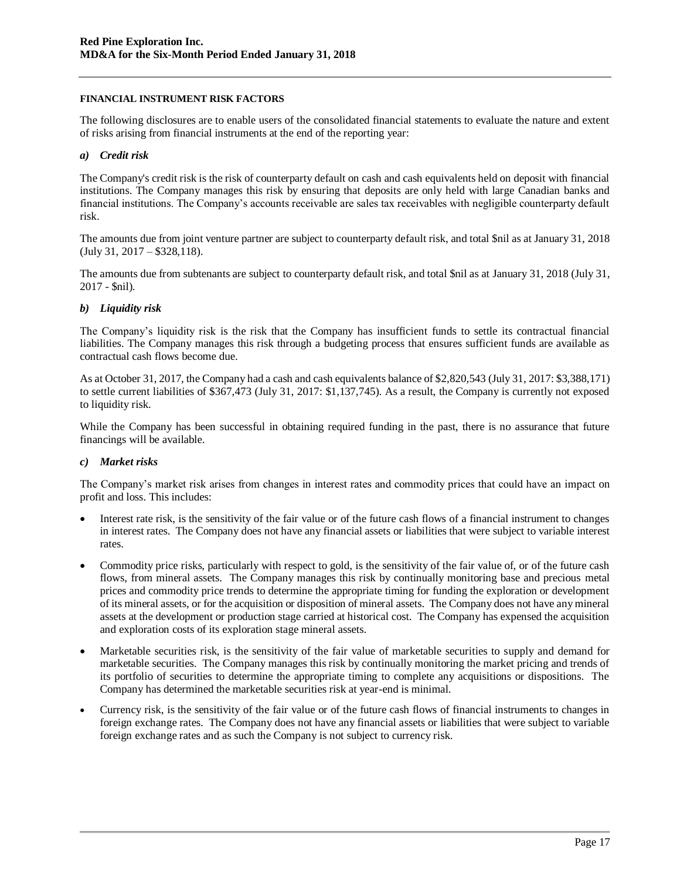## FINANCIAL INSTRUMENT RISK FACTORS

The following disclosures are to enable users of the consolidated financial statements to evaluate the nature and extent of risks arising from financial instruments at the end of the reporting year:

### *a) Credit risk*

The Company's credit risk is the risk of counterparty default on cash and cash equivalents held on deposit with financial institutions. The Company manages this risk by ensuring that deposits are only held with large Canadian banks and financial institutions. The Company's accounts receivable are sales tax receivables with negligible counterparty default risk.

The amounts due from joint venture partner are subject to counterparty default risk, and total $nil as at January 31, 2018 (July 31, 2017 – $328,118).

The amounts due from subtenants are subject to counterparty default risk, and total $nil as at January 31, 2018 (July 31, 2017 - $nil).

### *b) Liquidity risk*

The Company's liquidity risk is the risk that the Company has insufficient funds to settle its contractual financial liabilities. The Company manages this risk through a budgeting process that ensures sufficient funds are available as contractual cash flows become due.

As at October 31, 2017, the Company had a cash and cash equivalents balance of $2,820,543 (July 31, 2017: $3,388,171) to settle current liabilities of $367,473 (July 31, 2017: $1,137,745). As a result, the Company is currently not exposed to liquidity risk.

While the Company has been successful in obtaining required funding in the past, there is no assurance that future financings will be available.

### *c) Market risks*

The Company's market risk arises from changes in interest rates and commodity prices that could have an impact on profit and loss. This includes:

- Interest rate risk, is the sensitivity of the fair value or of the future cash flows of a financial instrument to changes in interest rates. The Company does not have any financial assets or liabilities that were subject to variable interest rates.
- Commodity price risks, particularly with respect to gold, is the sensitivity of the fair value of, or of the future cash flows, from mineral assets. The Company manages this risk by continually monitoring base and precious metal prices and commodity price trends to determine the appropriate timing for funding the exploration or development of its mineral assets, or for the acquisition or disposition of mineral assets. The Company does not have any mineral assets at the development or production stage carried at historical cost. The Company has expensed the acquisition and exploration costs of its exploration stage mineral assets.
- Marketable securities risk, is the sensitivity of the fair value of marketable securities to supply and demand for marketable securities. The Company manages this risk by continually monitoring the market pricing and trends of its portfolio of securities to determine the appropriate timing to complete any acquisitions or dispositions. The Company has determined the marketable securities risk at year-end is minimal.
- Currency risk, is the sensitivity of the fair value or of the future cash flows of financial instruments to changes in foreign exchange rates. The Company does not have any financial assets or liabilities that were subject to variable foreign exchange rates and as such the Company is not subject to currency risk.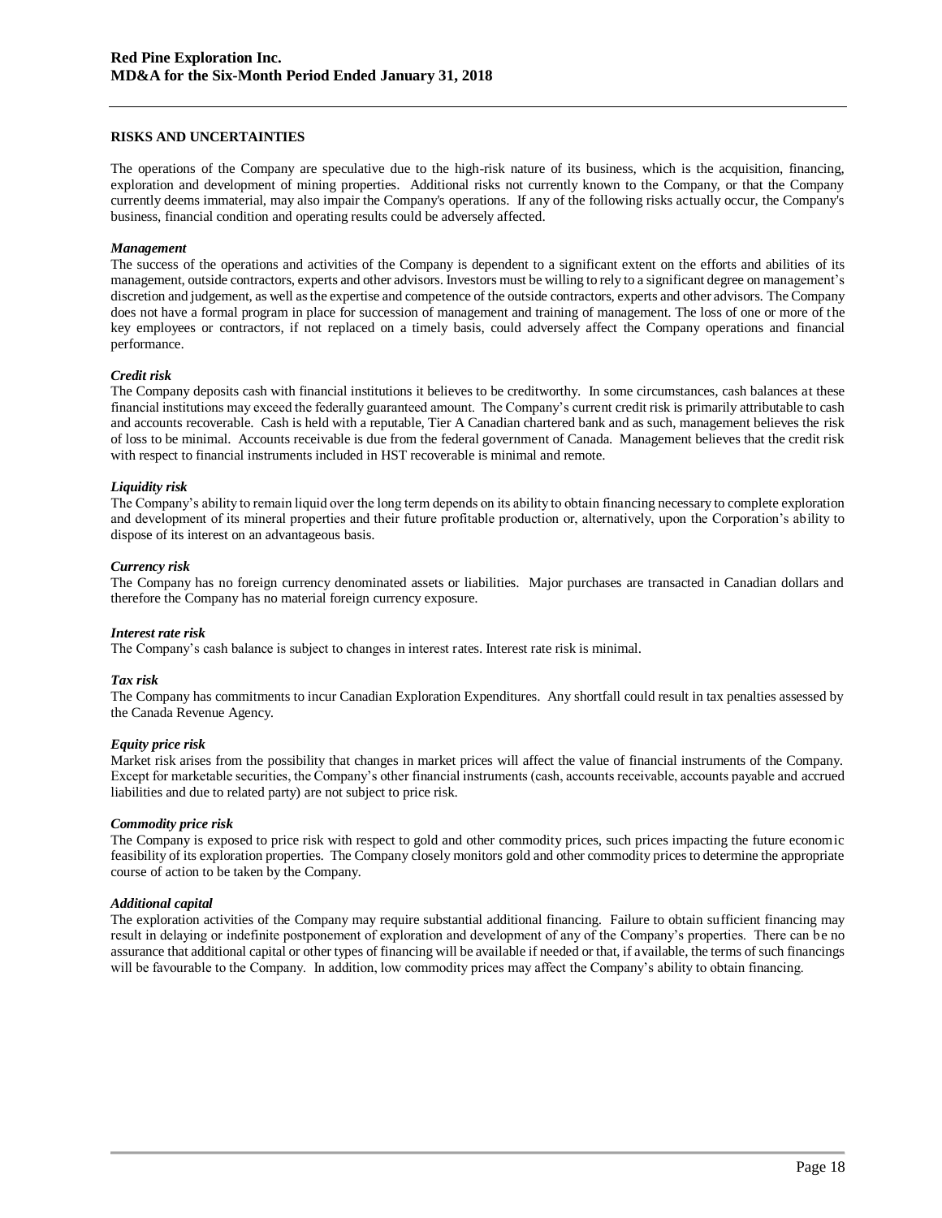## RISKS AND UNCERTAINTIES

The operations of the Company are speculative due to the high-risk nature of its business, which is the acquisition, financing, exploration and development of mining properties. Additional risks not currently known to the Company, or that the Company currently deems immaterial, may also impair the Company's operations. If any of the following risks actually occur, the Company's business, financial condition and operating results could be adversely affected.

***Management***

The success of the operations and activities of the Company is dependent to a significant extent on the efforts and abilities of its management, outside contractors, experts and other advisors. Investors must be willing to rely to a significant degree on management's discretion and judgement, as well as the expertise and competence of the outside contractors, experts and other advisors. The Company does not have a formal program in place for succession of management and training of management. The loss of one or more of the key employees or contractors, if not replaced on a timely basis, could adversely affect the Company operations and financial performance.

***Credit risk***

The Company deposits cash with financial institutions it believes to be creditworthy. In some circumstances, cash balances at these financial institutions may exceed the federally guaranteed amount. The Company's current credit risk is primarily attributable to cash and accounts recoverable. Cash is held with a reputable, Tier A Canadian chartered bank and as such, management believes the risk of loss to be minimal. Accounts receivable is due from the federal government of Canada. Management believes that the credit risk with respect to financial instruments included in HST recoverable is minimal and remote.

***Liquidity risk***

The Company's ability to remain liquid over the long term depends on its ability to obtain financing necessary to complete exploration and development of its mineral properties and their future profitable production or, alternatively, upon the Corporation's ability to dispose of its interest on an advantageous basis.

***Currency risk***

The Company has no foreign currency denominated assets or liabilities. Major purchases are transacted in Canadian dollars and therefore the Company has no material foreign currency exposure.

***Interest rate risk***

The Company's cash balance is subject to changes in interest rates. Interest rate risk is minimal.

***Tax risk***

The Company has commitments to incur Canadian Exploration Expenditures. Any shortfall could result in tax penalties assessed by the Canada Revenue Agency.

***Equity price risk***

Market risk arises from the possibility that changes in market prices will affect the value of financial instruments of the Company. Except for marketable securities, the Company's other financial instruments (cash, accounts receivable, accounts payable and accrued liabilities and due to related party) are not subject to price risk.

***Commodity price risk***

The Company is exposed to price risk with respect to gold and other commodity prices, such prices impacting the future economic feasibility of its exploration properties. The Company closely monitors gold and other commodity prices to determine the appropriate course of action to be taken by the Company.

***Additional capital***

The exploration activities of the Company may require substantial additional financing. Failure to obtain sufficient financing may result in delaying or indefinite postponement of exploration and development of any of the Company's properties. There can be no assurance that additional capital or other types of financing will be available if needed or that, if available, the terms of such financings will be favourable to the Company. In addition, low commodity prices may affect the Company's ability to obtain financing.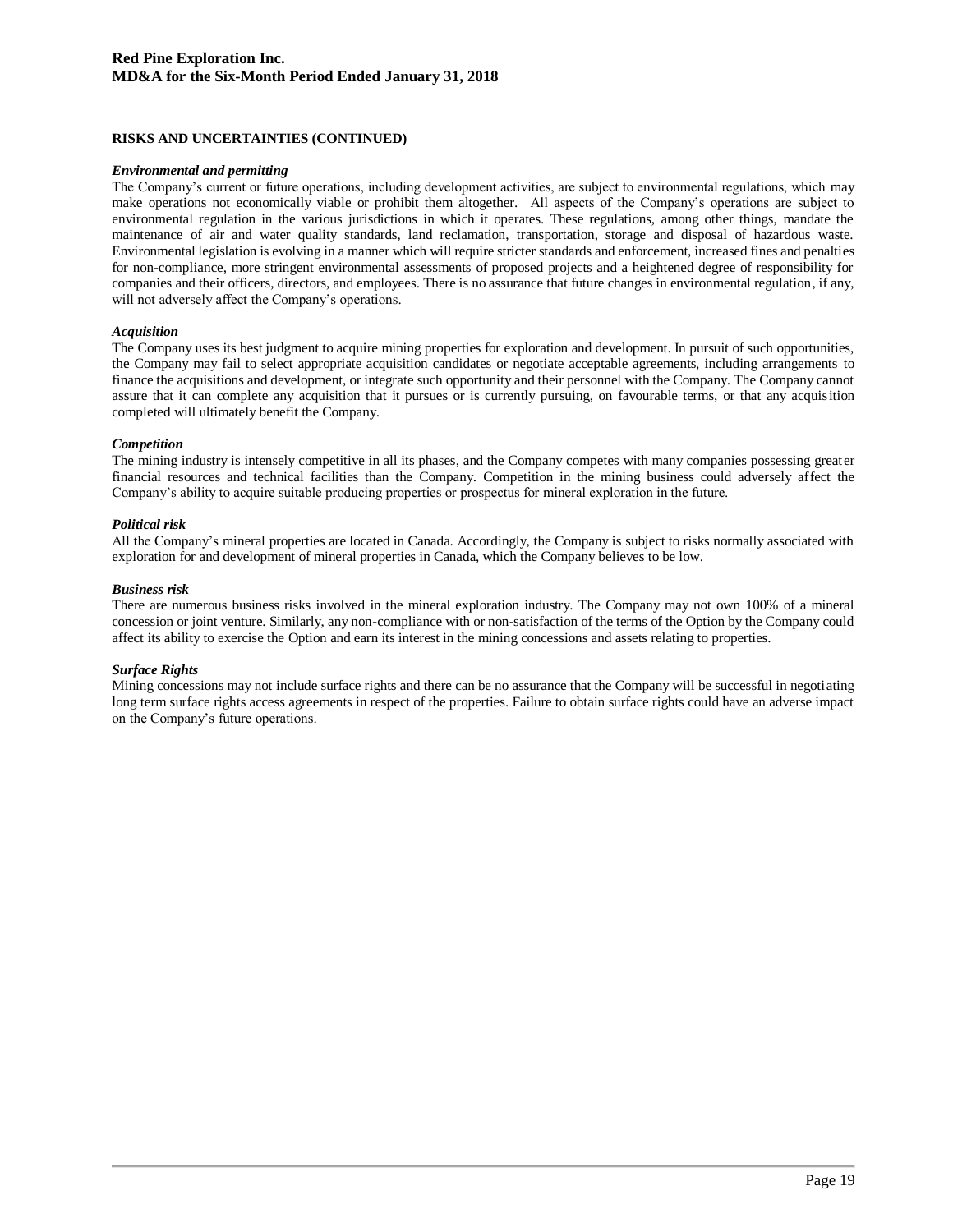## RISKS AND UNCERTAINTIES (CONTINUED)

***Environmental and permitting***

The Company's current or future operations, including development activities, are subject to environmental regulations, which may make operations not economically viable or prohibit them altogether. All aspects of the Company's operations are subject to environmental regulation in the various jurisdictions in which it operates. These regulations, among other things, mandate the maintenance of air and water quality standards, land reclamation, transportation, storage and disposal of hazardous waste. Environmental legislation is evolving in a manner which will require stricter standards and enforcement, increased fines and penalties for non-compliance, more stringent environmental assessments of proposed projects and a heightened degree of responsibility for companies and their officers, directors, and employees. There is no assurance that future changes in environmental regulation, if any, will not adversely affect the Company's operations.

***Acquisition***

The Company uses its best judgment to acquire mining properties for exploration and development. In pursuit of such opportunities, the Company may fail to select appropriate acquisition candidates or negotiate acceptable agreements, including arrangements to finance the acquisitions and development, or integrate such opportunity and their personnel with the Company. The Company cannot assure that it can complete any acquisition that it pursues or is currently pursuing, on favourable terms, or that any acquisition completed will ultimately benefit the Company.

***Competition***

The mining industry is intensely competitive in all its phases, and the Company competes with many companies possessing greater financial resources and technical facilities than the Company. Competition in the mining business could adversely affect the Company's ability to acquire suitable producing properties or prospectus for mineral exploration in the future.

***Political risk***

All the Company's mineral properties are located in Canada. Accordingly, the Company is subject to risks normally associated with exploration for and development of mineral properties in Canada, which the Company believes to be low.

***Business risk***

There are numerous business risks involved in the mineral exploration industry. The Company may not own 100% of a mineral concession or joint venture. Similarly, any non-compliance with or non-satisfaction of the terms of the Option by the Company could affect its ability to exercise the Option and earn its interest in the mining concessions and assets relating to properties.

***Surface Rights***

Mining concessions may not include surface rights and there can be no assurance that the Company will be successful in negotiating long term surface rights access agreements in respect of the properties. Failure to obtain surface rights could have an adverse impact on the Company's future operations.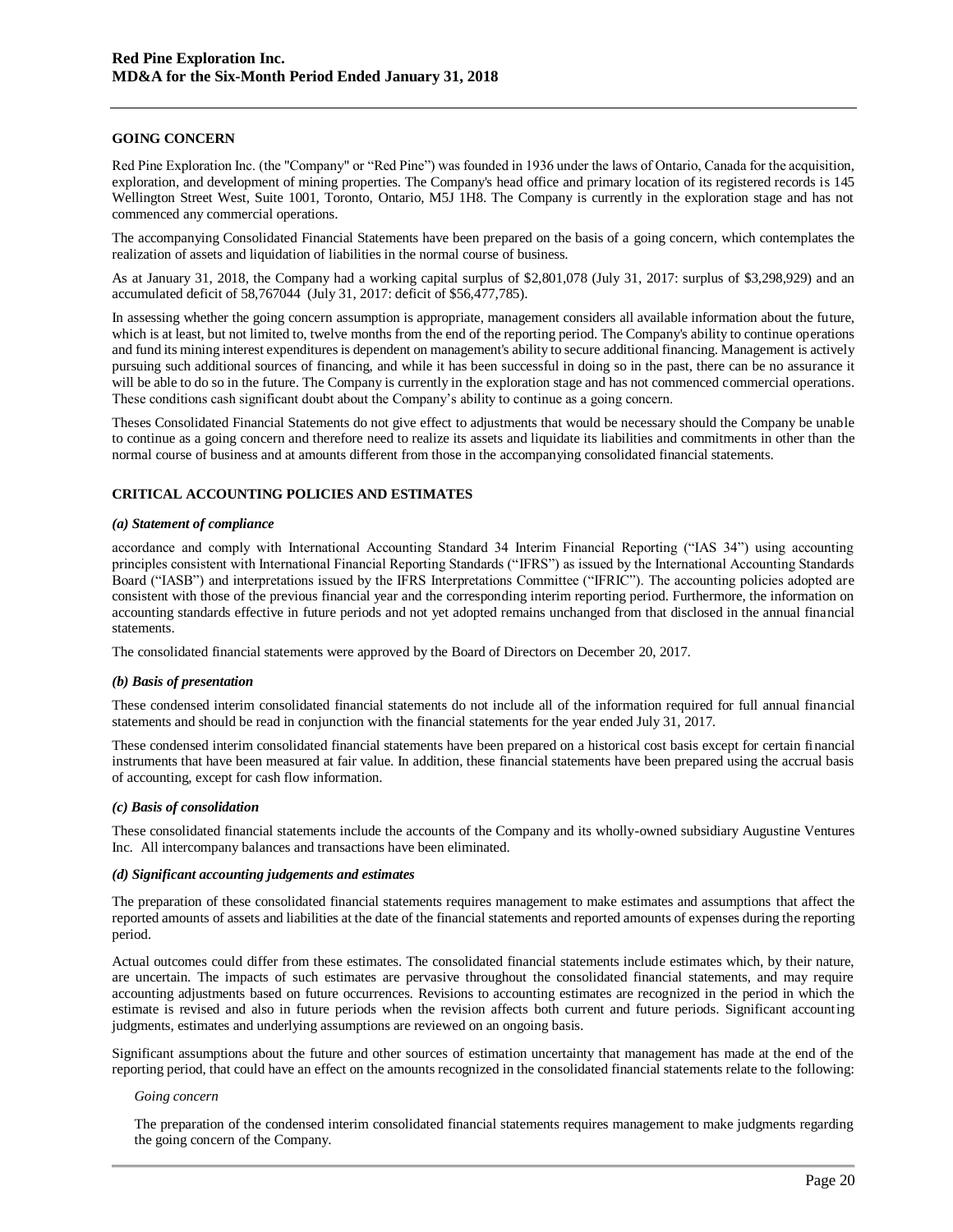## GOING CONCERN

Red Pine Exploration Inc. (the "Company" or "Red Pine") was founded in 1936 under the laws of Ontario, Canada for the acquisition, exploration, and development of mining properties. The Company's head office and primary location of its registered records is 145 Wellington Street West, Suite 1001, Toronto, Ontario, M5J 1H8. The Company is currently in the exploration stage and has not commenced any commercial operations.

The accompanying Consolidated Financial Statements have been prepared on the basis of a going concern, which contemplates the realization of assets and liquidation of liabilities in the normal course of business.

As at January 31, 2018, the Company had a working capital surplus of $2,801,078 (July 31, 2017: surplus of $3,298,929) and an accumulated deficit of 58,767044 (July 31, 2017: deficit of $56,477,785).

In assessing whether the going concern assumption is appropriate, management considers all available information about the future, which is at least, but not limited to, twelve months from the end of the reporting period. The Company's ability to continue operations and fund its mining interest expenditures is dependent on management's ability to secure additional financing. Management is actively pursuing such additional sources of financing, and while it has been successful in doing so in the past, there can be no assurance it will be able to do so in the future. The Company is currently in the exploration stage and has not commenced commercial operations. These conditions cash significant doubt about the Company's ability to continue as a going concern.

Theses Consolidated Financial Statements do not give effect to adjustments that would be necessary should the Company be unable to continue as a going concern and therefore need to realize its assets and liquidate its liabilities and commitments in other than the normal course of business and at amounts different from those in the accompanying consolidated financial statements.

## CRITICAL ACCOUNTING POLICIES AND ESTIMATES

### *(a) Statement of compliance*

accordance and comply with International Accounting Standard 34 Interim Financial Reporting ("IAS 34") using accounting principles consistent with International Financial Reporting Standards ("IFRS") as issued by the International Accounting Standards Board ("IASB") and interpretations issued by the IFRS Interpretations Committee ("IFRIC"). The accounting policies adopted are consistent with those of the previous financial year and the corresponding interim reporting period. Furthermore, the information on accounting standards effective in future periods and not yet adopted remains unchanged from that disclosed in the annual financial statements.

The consolidated financial statements were approved by the Board of Directors on December 20, 2017.

### *(b) Basis of presentation*

These condensed interim consolidated financial statements do not include all of the information required for full annual financial statements and should be read in conjunction with the financial statements for the year ended July 31, 2017.

These condensed interim consolidated financial statements have been prepared on a historical cost basis except for certain financial instruments that have been measured at fair value. In addition, these financial statements have been prepared using the accrual basis of accounting, except for cash flow information.

### *(c) Basis of consolidation*

These consolidated financial statements include the accounts of the Company and its wholly-owned subsidiary Augustine Ventures Inc. All intercompany balances and transactions have been eliminated.

### *(d) Significant accounting judgements and estimates*

The preparation of these consolidated financial statements requires management to make estimates and assumptions that affect the reported amounts of assets and liabilities at the date of the financial statements and reported amounts of expenses during the reporting period.

Actual outcomes could differ from these estimates. The consolidated financial statements include estimates which, by their nature, are uncertain. The impacts of such estimates are pervasive throughout the consolidated financial statements, and may require accounting adjustments based on future occurrences. Revisions to accounting estimates are recognized in the period in which the estimate is revised and also in future periods when the revision affects both current and future periods. Significant accounting judgments, estimates and underlying assumptions are reviewed on an ongoing basis.

Significant assumptions about the future and other sources of estimation uncertainty that management has made at the end of the reporting period, that could have an effect on the amounts recognized in the consolidated financial statements relate to the following:

*Going concern*

The preparation of the condensed interim consolidated financial statements requires management to make judgments regarding the going concern of the Company.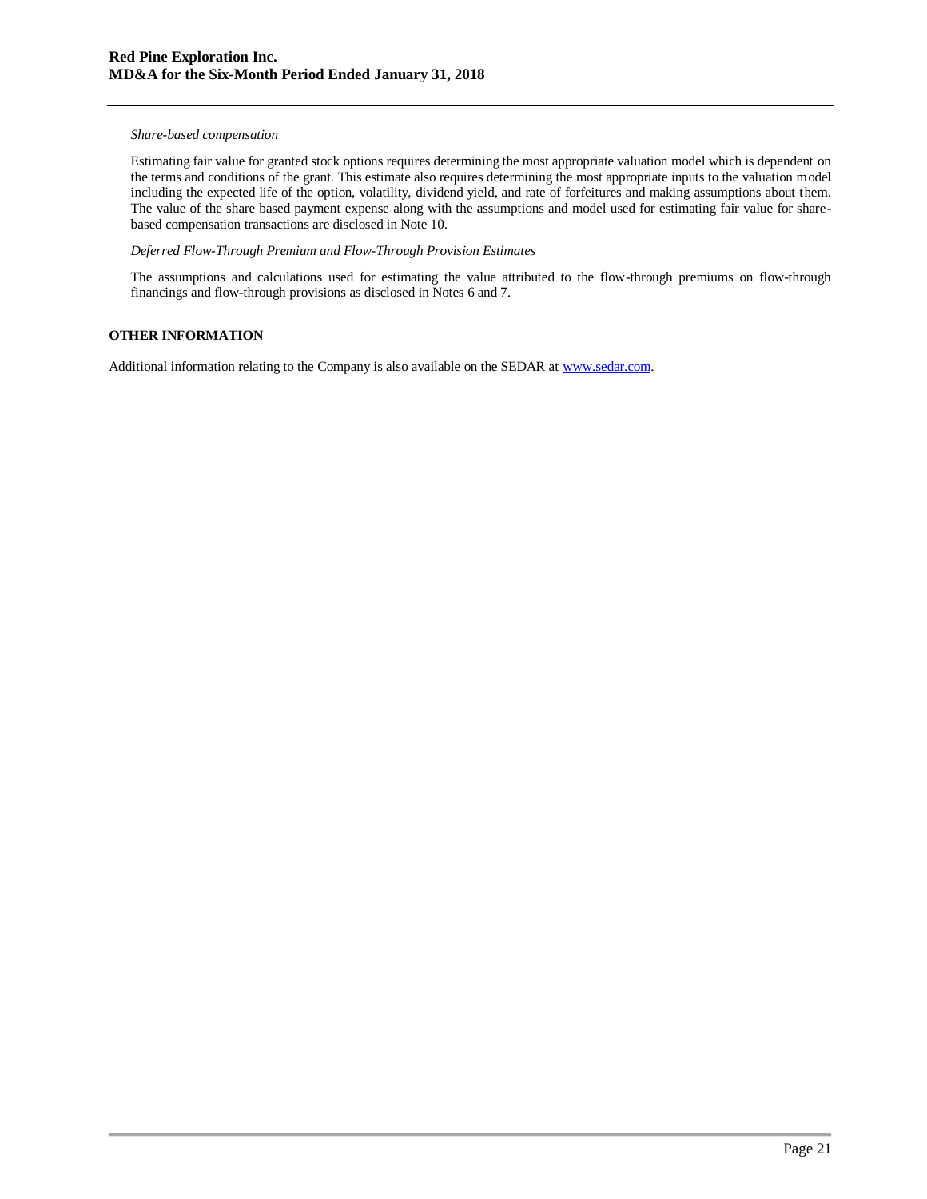*Share-based compensation*

Estimating fair value for granted stock options requires determining the most appropriate valuation model which is dependent on the terms and conditions of the grant. This estimate also requires determining the most appropriate inputs to the valuation model including the expected life of the option, volatility, dividend yield, and rate of forfeitures and making assumptions about them. The value of the share based payment expense along with the assumptions and model used for estimating fair value for share-based compensation transactions are disclosed in Note 10.

*Deferred Flow-Through Premium and Flow-Through Provision Estimates*

The assumptions and calculations used for estimating the value attributed to the flow-through premiums on flow-through financings and flow-through provisions as disclosed in Notes 6 and 7.

**OTHER INFORMATION**

Additional information relating to the Company is also available on the SEDAR at [www.sedar.com](http://www.sedar.com).